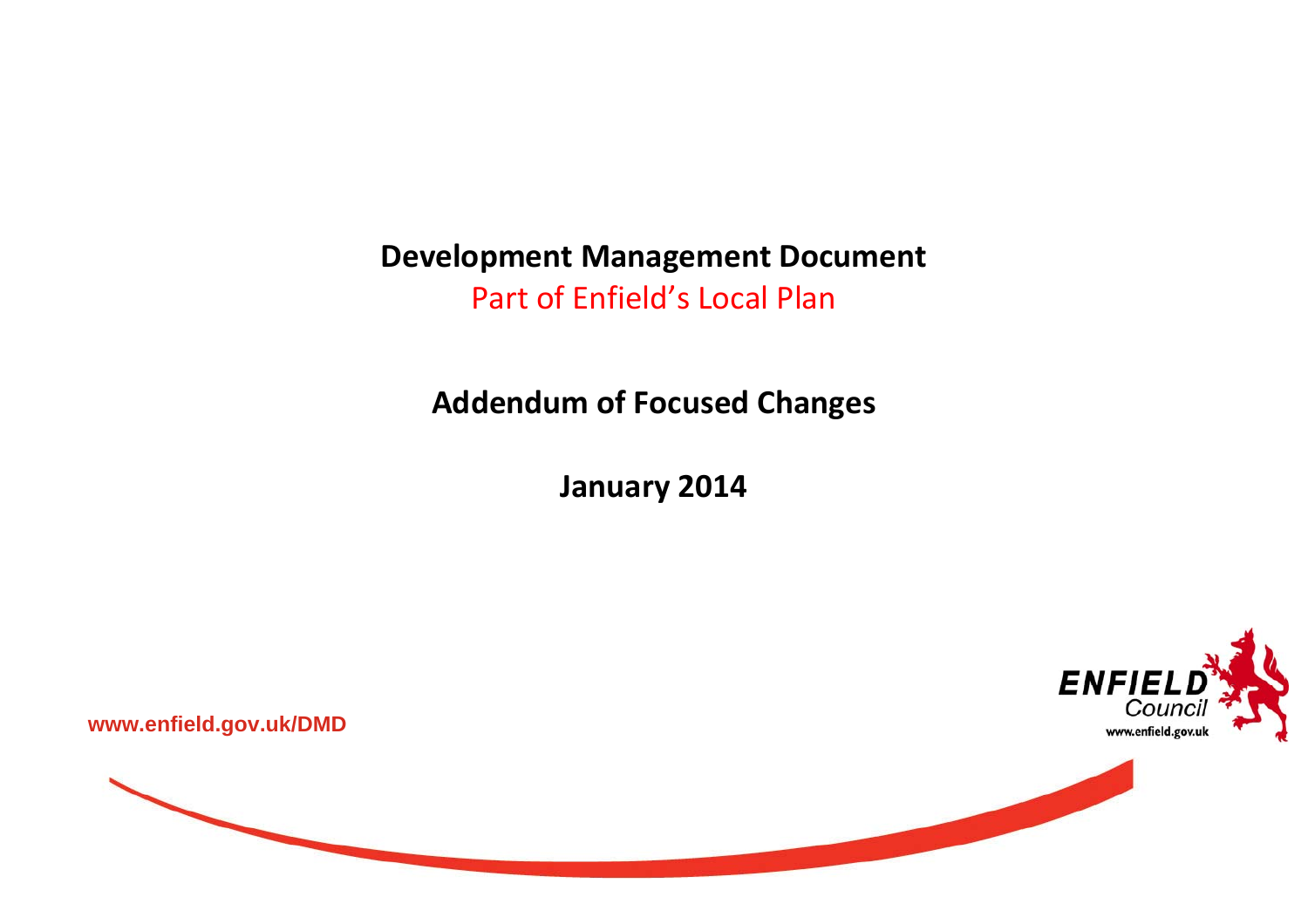# Development Management Document

Part of Enfield's Local Plan

## Addendum of Focused Changes

## January 2014

www.enfield.gov.uk/DMD

ENFIELD Council
www.enfield.gov.uk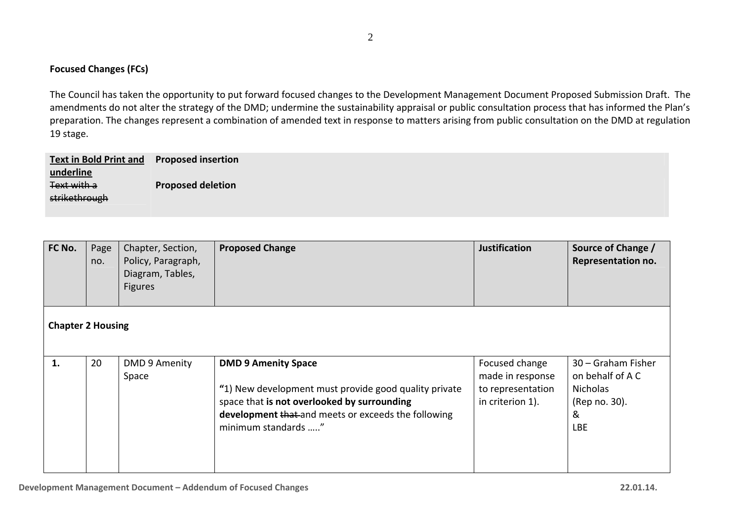**Focused Changes (FCs)**

The Council has taken the opportunity to put forward focused changes to the Development Management Document Proposed Submission Draft. The amendments do not alter the strategy of the DMD; undermine the sustainability appraisal or public consultation process that has informed the Plan's preparation. The changes represent a combination of amended text in response to matters arising from public consultation on the DMD at regulation 19 stage.

| <u>**Text in Bold Print and underline**</u> | **Proposed insertion** |
|---|---|
| ~~Text with a strikethrough~~ | **Proposed deletion** |

| FC No. | Page no. | Chapter, Section, Policy, Paragraph, Diagram, Tables, Figures | Proposed Change | Justification | Source of Change / Representation no. |
|---|---|---|---|---|---|
| **Chapter 2 Housing** | | | | | |
| **1.** | 20 | DMD 9 Amenity Space | **DMD 9 Amenity Space**<br><br>**"**1) New development must provide good quality private space that **is not overlooked by surrounding development** ~~that~~ and meets or exceeds the following minimum standards ….." | Focused change made in response to representation in criterion 1). | 30 – Graham Fisher on behalf of A C Nicholas (Rep no. 30).<br>&<br>LBE |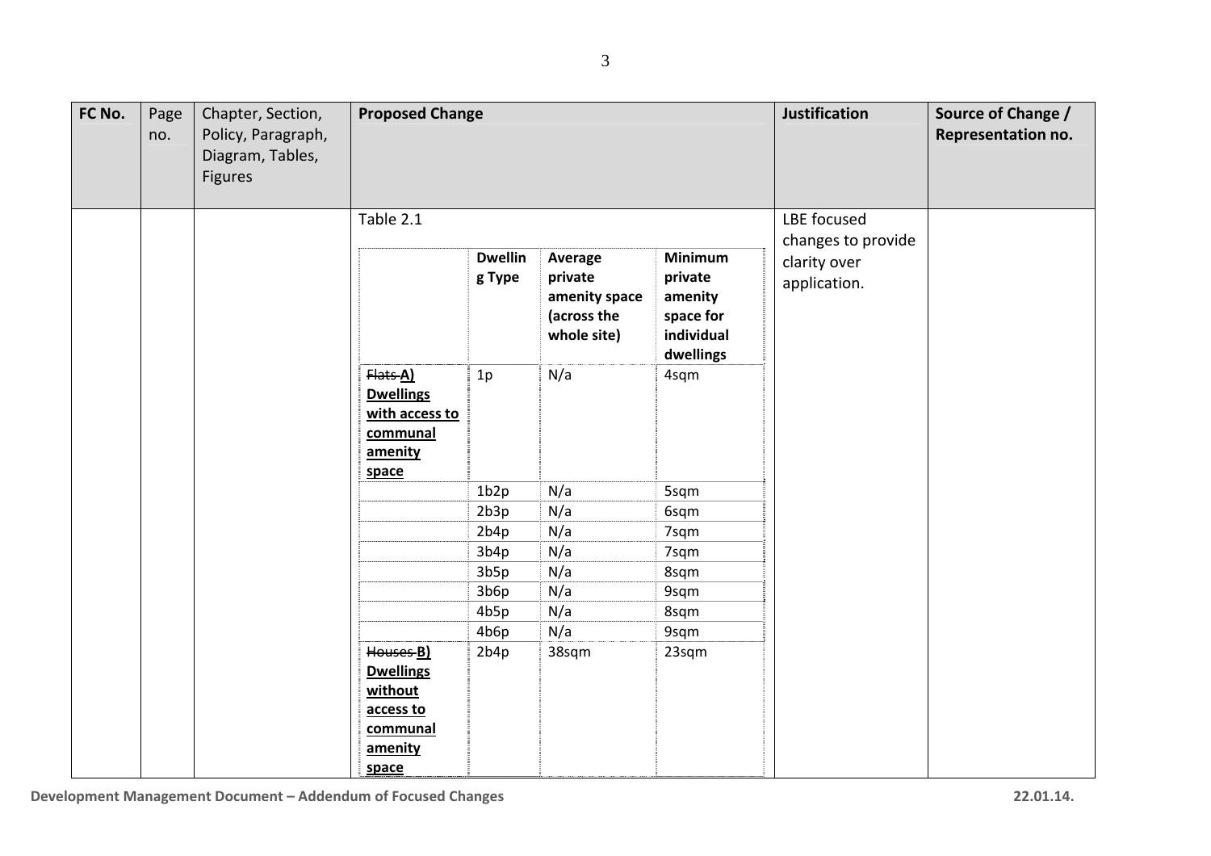| FC No. | Page no. | Chapter, Section, Policy, Paragraph, Diagram, Tables, Figures | Proposed Change | Justification | Source of Change / Representation no. |
|---|---|---|---|---|---|
| | | | Table 2.1 | LBE focused changes to provide clarity over application. | |

| | Dwelling Type | Average private amenity space (across the whole site) | Minimum private amenity space for individual dwellings |
|---|---|---|---|
| ~~Flats~~ **A) Dwellings with access to communal amenity space** | 1p | N/a | 4sqm |
| | 1b2p | N/a | 5sqm |
| | 2b3p | N/a | 6sqm |
| | 2b4p | N/a | 7sqm |
| | 3b4p | N/a | 7sqm |
| | 3b5p | N/a | 8sqm |
| | 3b6p | N/a | 9sqm |
| | 4b5p | N/a | 8sqm |
| | 4b6p | N/a | 9sqm |
| ~~Houses~~ **B) Dwellings without access to communal amenity space** | 2b4p | 38sqm | 23sqm |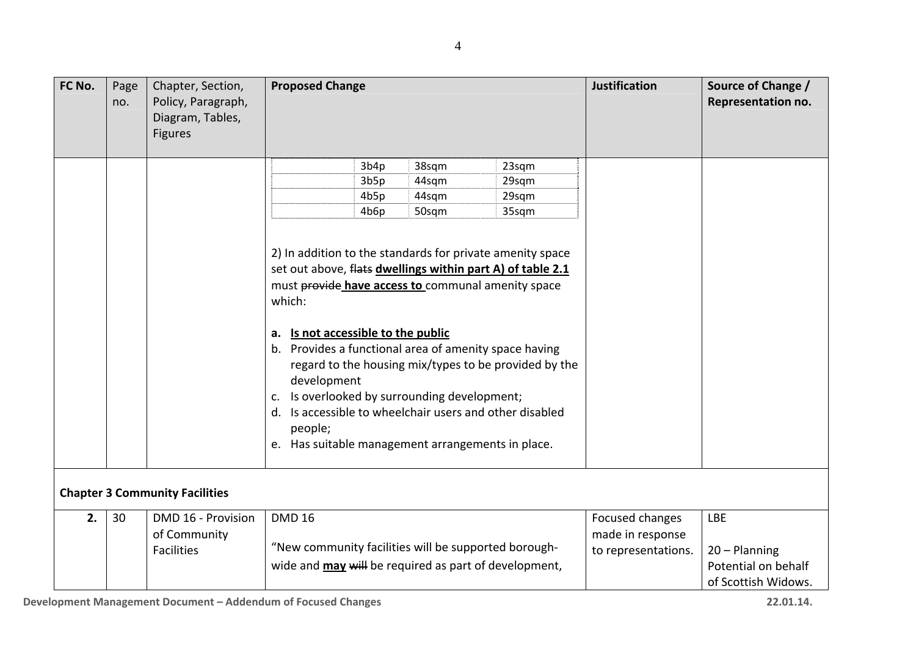| FC No. | Page no. | Chapter, Section, Policy, Paragraph, Diagram, Tables, Figures | Proposed Change | Justification | Source of Change / Representation no. |
|---|---|---|---|---|---|
| | | | <table><tr><td></td><td>3b4p</td><td>38sqm</td><td>23sqm</td></tr><tr><td></td><td>3b5p</td><td>44sqm</td><td>29sqm</td></tr><tr><td></td><td>4b5p</td><td>44sqm</td><td>29sqm</td></tr><tr><td></td><td>4b6p</td><td>50sqm</td><td>35sqm</td></tr></table><br><br>2) In addition to the standards for private amenity space set out above, ~~flats~~ **<u>dwellings within part A) of table 2.1</u>** must ~~provide~~ **<u>have access to</u>** communal amenity space which:<br><br>a. **<u>Is not accessible to the public</u>**<br>b. Provides a functional area of amenity space having regard to the housing mix/types to be provided by the development<br>c. Is overlooked by surrounding development;<br>d. Is accessible to wheelchair users and other disabled people;<br>e. Has suitable management arrangements in place. | | |
| **Chapter 3 Community Facilities** | | | | | |
| **2.** | 30 | DMD 16 - Provision of Community Facilities | DMD 16<br><br>"New community facilities will be supported borough-wide and **<u>may</u>** ~~will~~ be required as part of development, | Focused changes made in response to representations. | LBE<br><br>20 – Planning Potential on behalf of Scottish Widows. |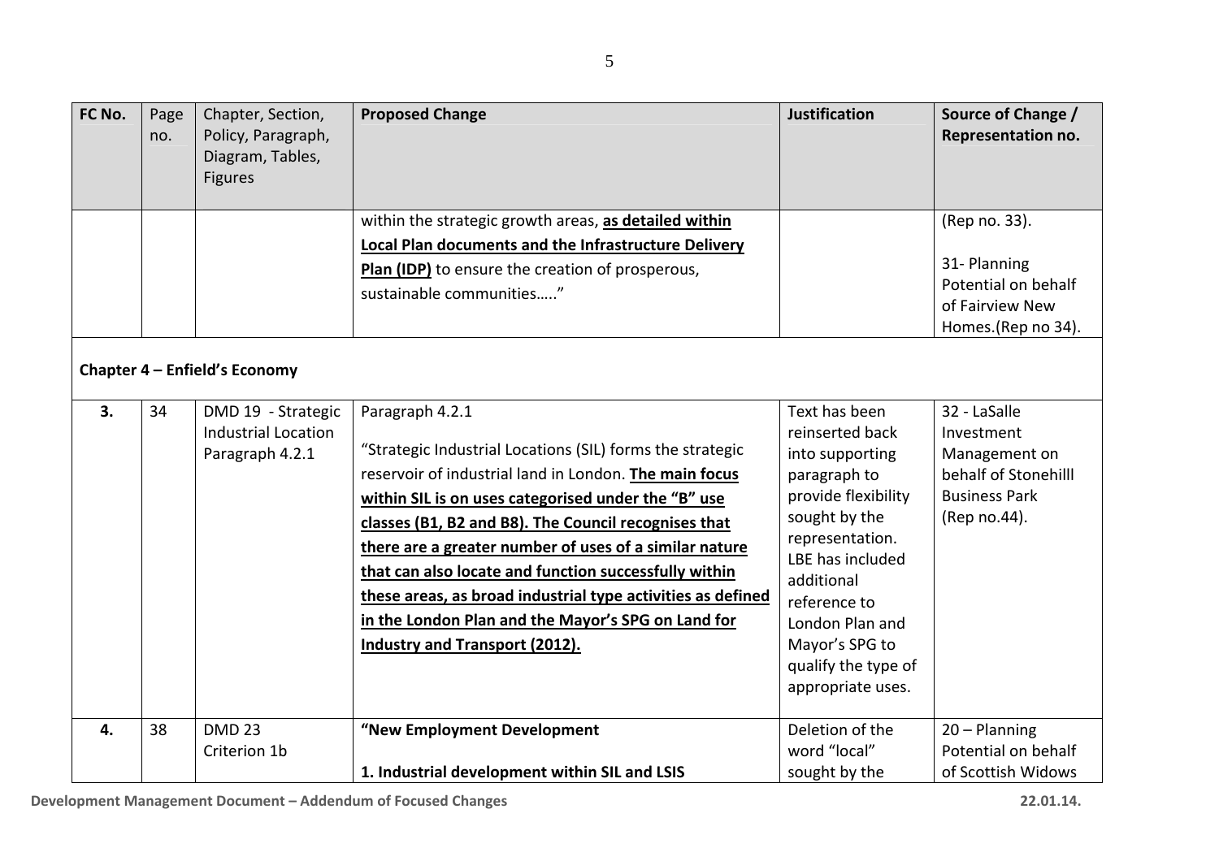| FC No. | Page no. | Chapter, Section, Policy, Paragraph, Diagram, Tables, Figures | Proposed Change | Justification | Source of Change / Representation no. |
|---|---|---|---|---|---|
| | | | within the strategic growth areas, **as detailed within Local Plan documents and the Infrastructure Delivery Plan (IDP)** to ensure the creation of prosperous, sustainable communities….." | | (Rep no. 33).<br><br>31- Planning Potential on behalf of Fairview New Homes.(Rep no 34). |
| **Chapter 4 – Enfield's Economy** | | | | | |
| **3.** | 34 | DMD 19 - Strategic Industrial Location Paragraph 4.2.1 | Paragraph 4.2.1<br><br>"Strategic Industrial Locations (SIL) forms the strategic reservoir of industrial land in London. **The main focus within SIL is on uses categorised under the "B" use classes (B1, B2 and B8). The Council recognises that there are a greater number of uses of a similar nature that can also locate and function successfully within these areas, as broad industrial type activities as defined in the London Plan and the Mayor's SPG on Land for Industry and Transport (2012).** | Text has been reinserted back into supporting paragraph to provide flexibility sought by the representation. LBE has included additional reference to London Plan and Mayor's SPG to qualify the type of appropriate uses. | 32 - LaSalle Investment Management on behalf of Stonehilll Business Park (Rep no.44). |
| **4.** | 38 | DMD 23 Criterion 1b | **"New Employment Development**<br><br>**1. Industrial development within SIL and LSIS** | Deletion of the word "local" sought by the | 20 – Planning Potential on behalf of Scottish Widows |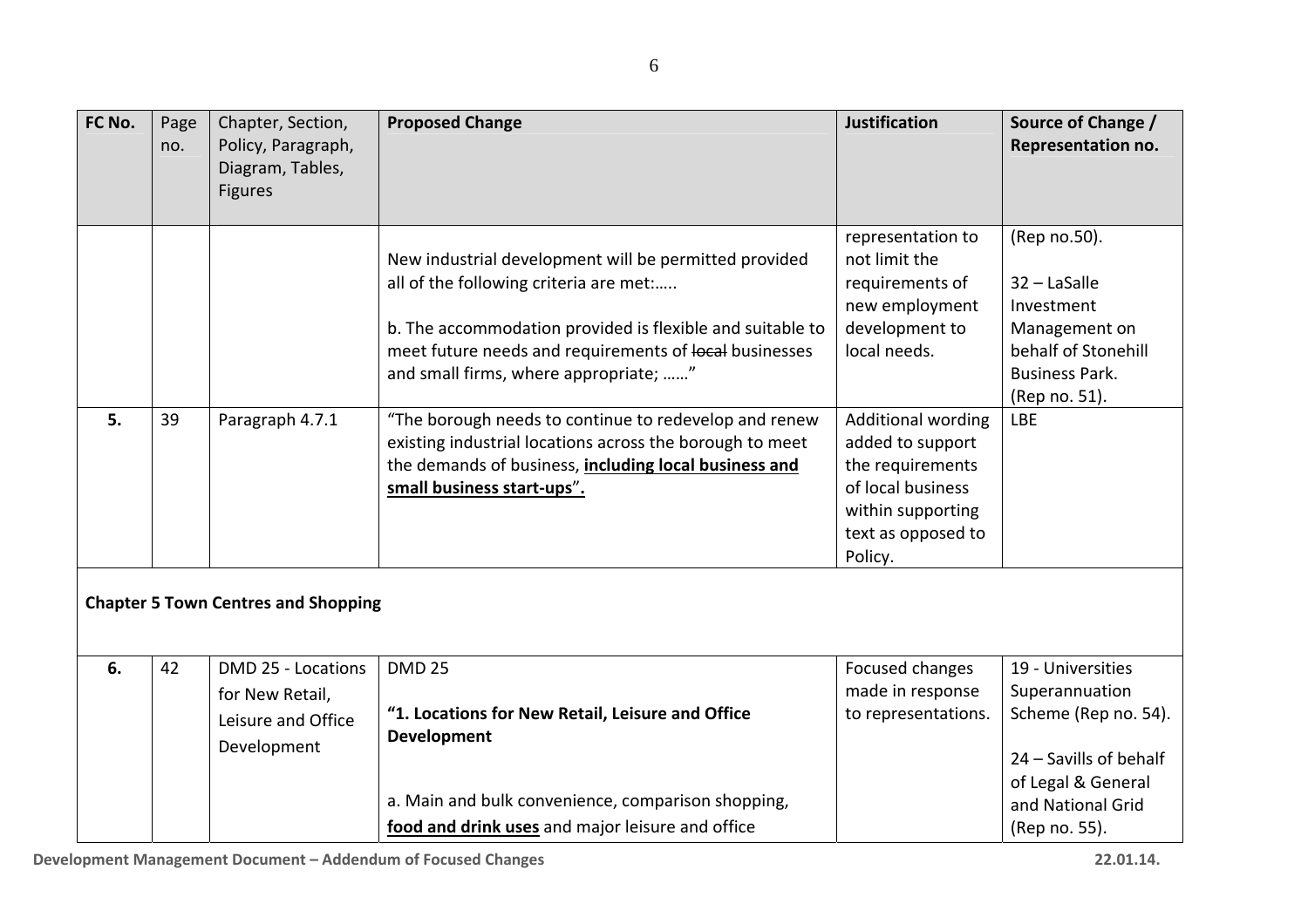| FC No. | Page no. | Chapter, Section, Policy, Paragraph, Diagram, Tables, Figures | Proposed Change | Justification | Source of Change / Representation no. |
|---|---|---|---|---|---|
| | | | New industrial development will be permitted provided all of the following criteria are met:…..<br><br>b. The accommodation provided is flexible and suitable to meet future needs and requirements of ~~local~~ businesses and small firms, where appropriate; ……" | representation to not limit the requirements of new employment development to local needs. | (Rep no.50).<br><br>32 – LaSalle Investment Management on behalf of Stonehill Business Park. (Rep no. 51). |
| **5.** | 39 | Paragraph 4.7.1 | "The borough needs to continue to redevelop and renew existing industrial locations across the borough to meet the demands of business, **<u>including local business and small business start-ups</u>**". | Additional wording added to support the requirements of local business within supporting text as opposed to Policy. | LBE |
| **Chapter 5 Town Centres and Shopping** | | | | | |
| **6.** | 42 | DMD 25 - Locations for New Retail, Leisure and Office Development | DMD 25<br><br>**"1. Locations for New Retail, Leisure and Office Development**<br><br>a. Main and bulk convenience, comparison shopping, **<u>food and drink uses</u>** and major leisure and office | Focused changes made in response to representations. | 19 - Universities Superannuation Scheme (Rep no. 54).<br><br>24 – Savills of behalf of Legal & General and National Grid (Rep no. 55). |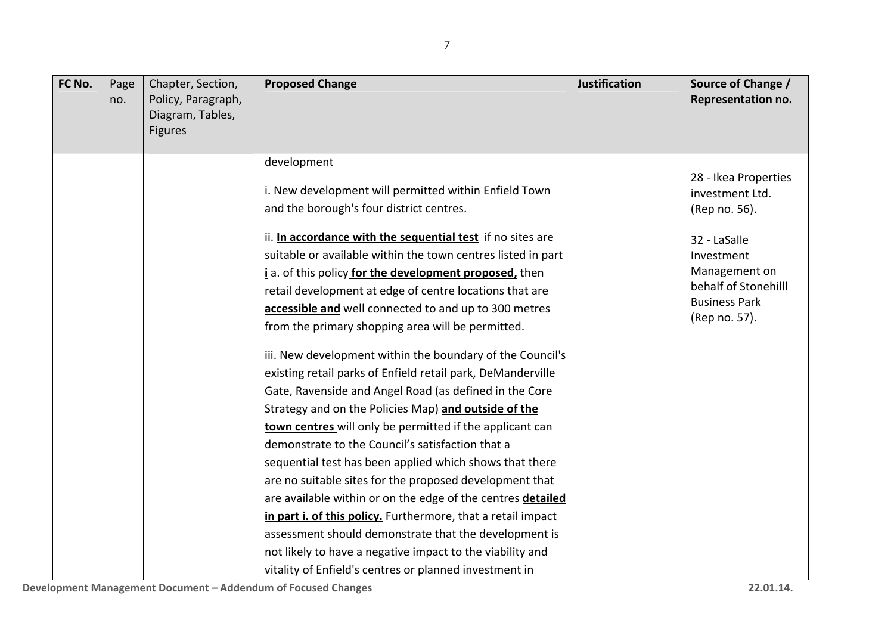| FC No. | Page no. | Chapter, Section, Policy, Paragraph, Diagram, Tables, Figures | Proposed Change | Justification | Source of Change / Representation no. |
|---|---|---|---|---|---|
| | | | development<br><br>i. New development will permitted within Enfield Town and the borough's four district centres.<br><br>ii. <u>**In accordance with the sequential test**</u> if no sites are suitable or available within the town centres listed in part <u>**i**</u> ~~a~~. of this policy <u>**for the development proposed,**</u> then retail development at edge of centre locations that are <u>**accessible and**</u> well connected to and up to 300 metres from the primary shopping area will be permitted.<br><br>iii. New development within the boundary of the Council's existing retail parks of Enfield retail park, DeManderville Gate, Ravenside and Angel Road (as defined in the Core Strategy and on the Policies Map) <u>**and outside of the town centres**</u> will only be permitted if the applicant can demonstrate to the Council's satisfaction that a sequential test has been applied which shows that there are no suitable sites for the proposed development that are available within or on the edge of the centres <u>**detailed in part i. of this policy.**</u> Furthermore, that a retail impact assessment should demonstrate that the development is not likely to have a negative impact to the viability and vitality of Enfield's centres or planned investment in | | 28 - Ikea Properties investment Ltd. (Rep no. 56).<br><br>32 - LaSalle Investment Management on behalf of Stonehilll Business Park (Rep no. 57). |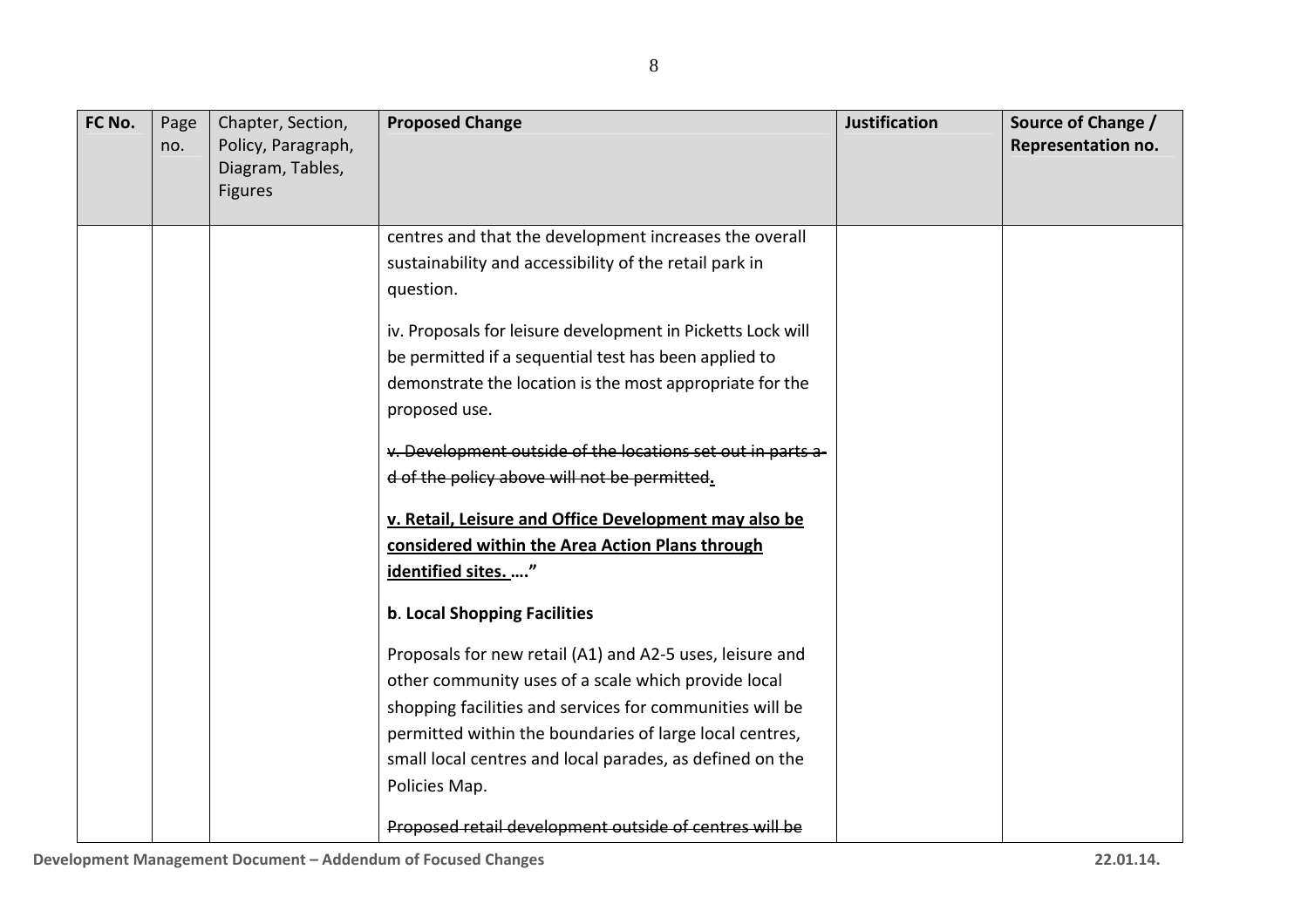| FC No. | Page no. | Chapter, Section, Policy, Paragraph, Diagram, Tables, Figures | Proposed Change | Justification | Source of Change / Representation no. |
|---|---|---|---|---|---|
| | | | centres and that the development increases the overall sustainability and accessibility of the retail park in question.<br><br>iv. Proposals for leisure development in Picketts Lock will be permitted if a sequential test has been applied to demonstrate the location is the most appropriate for the proposed use.<br><br>~~v. Development outside of the locations set out in parts a-d of the policy above will not be permitted~~<u>**.**</u><br><br><u>**v. Retail, Leisure and Office Development may also be considered within the Area Action Plans through identified sites.**</u> **…."**<br><br>**b**. **Local Shopping Facilities**<br><br>Proposals for new retail (A1) and A2-5 uses, leisure and other community uses of a scale which provide local shopping facilities and services for communities will be permitted within the boundaries of large local centres, small local centres and local parades, as defined on the Policies Map.<br><br>~~Proposed retail development outside of centres will be~~ | | |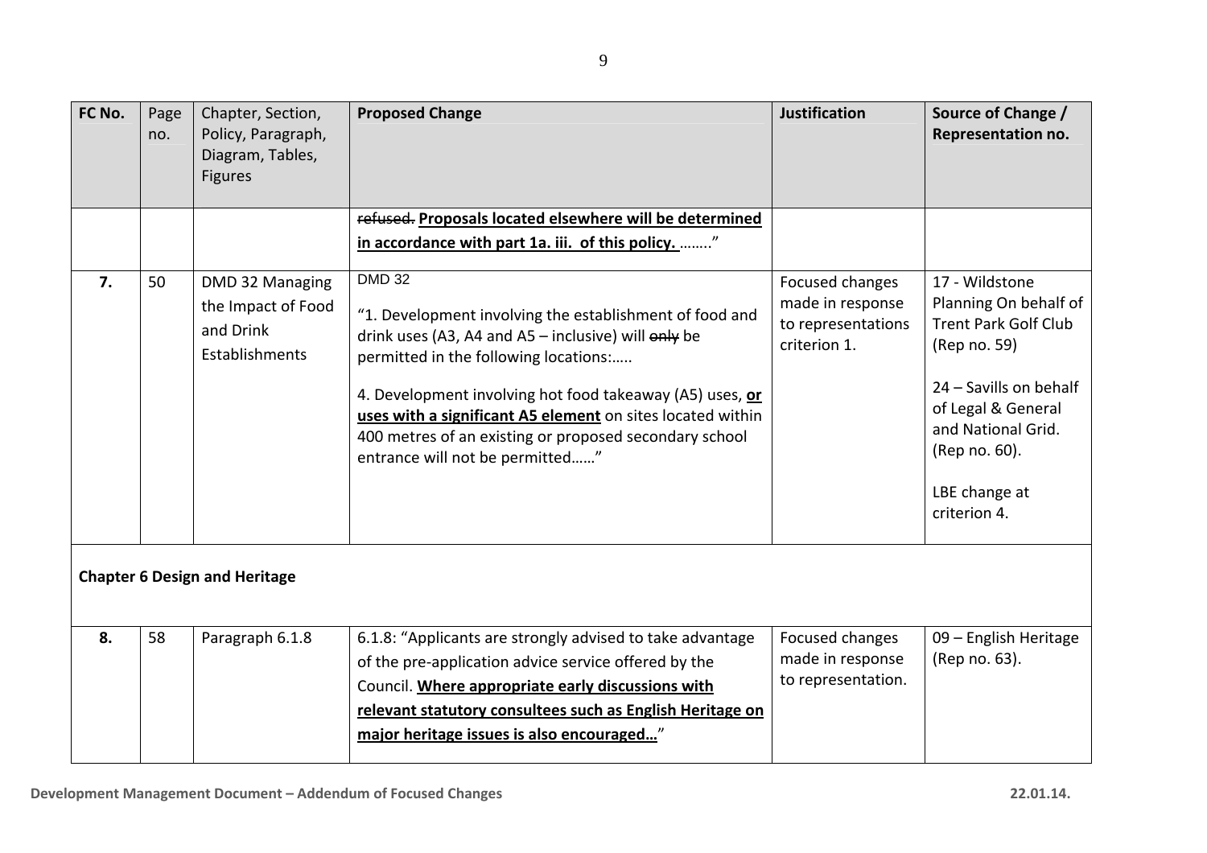| FC No. | Page no. | Chapter, Section, Policy, Paragraph, Diagram, Tables, Figures | Proposed Change | Justification | Source of Change / Representation no. |
|---|---|---|---|---|---|
| | | | ~~refused.~~ **<u>Proposals located elsewhere will be determined in accordance with part 1a. iii. of this policy.</u>** ……..” | | |
| **7.** | 50 | DMD 32 Managing the Impact of Food and Drink Establishments | DMD 32<br><br>“1. Development involving the establishment of food and drink uses (A3, A4 and A5 – inclusive) will ~~only~~ be permitted in the following locations:…..<br><br>4. Development involving hot food takeaway (A5) uses, **<u>or uses with a significant A5 element</u>** on sites located within 400 metres of an existing or proposed secondary school entrance will not be permitted……” | Focused changes made in response to representations criterion 1. | 17 - Wildstone Planning On behalf of Trent Park Golf Club (Rep no. 59)<br><br>24 – Savills on behalf of Legal & General and National Grid. (Rep no. 60).<br><br>LBE change at criterion 4. |
| **Chapter 6 Design and Heritage** | | | | | |
| **8.** | 58 | Paragraph 6.1.8 | 6.1.8: “Applicants are strongly advised to take advantage of the pre-application advice service offered by the Council. **<u>Where appropriate early discussions with relevant statutory consultees such as English Heritage on major heritage issues is also encouraged…</u>**” | Focused changes made in response to representation. | 09 – English Heritage (Rep no. 63). |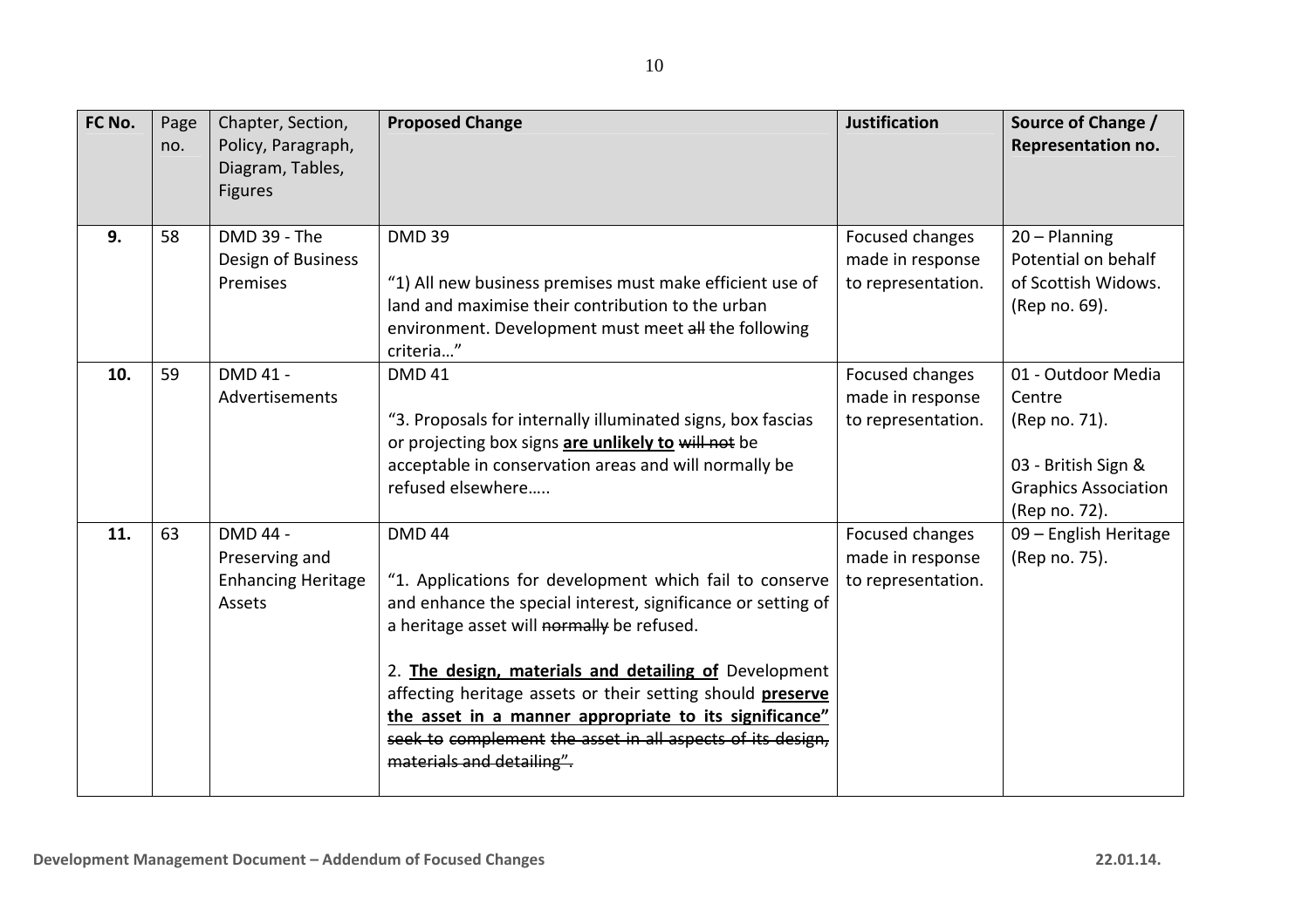| FC No. | Page no. | Chapter, Section, Policy, Paragraph, Diagram, Tables, Figures | Proposed Change | Justification | Source of Change / Representation no. |
|---|---|---|---|---|---|
| **9.** | 58 | DMD 39 - The Design of Business Premises | DMD 39<br><br>"1) All new business premises must make efficient use of land and maximise their contribution to the urban environment. Development must meet ~~all~~ the following criteria…" | Focused changes made in response to representation. | 20 – Planning Potential on behalf of Scottish Widows. (Rep no. 69). |
| **10.** | 59 | DMD 41 - Advertisements | DMD 41<br><br>"3. Proposals for internally illuminated signs, box fascias or projecting box signs **<u>are unlikely to</u>** ~~will not~~ be acceptable in conservation areas and will normally be refused elsewhere….. | Focused changes made in response to representation. | 01 - Outdoor Media Centre (Rep no. 71).<br><br>03 - British Sign & Graphics Association (Rep no. 72). |
| **11.** | 63 | DMD 44 - Preserving and Enhancing Heritage Assets | DMD 44<br><br>"1. Applications for development which fail to conserve and enhance the special interest, significance or setting of a heritage asset will ~~normally~~ be refused.<br><br>2. **<u>The design, materials and detailing of</u>** Development affecting heritage assets or their setting should **<u>preserve the asset in a manner appropriate to its significance"</u>** ~~seek to complement the asset in all aspects of its design, materials and detailing".~~ | Focused changes made in response to representation. | 09 – English Heritage (Rep no. 75). |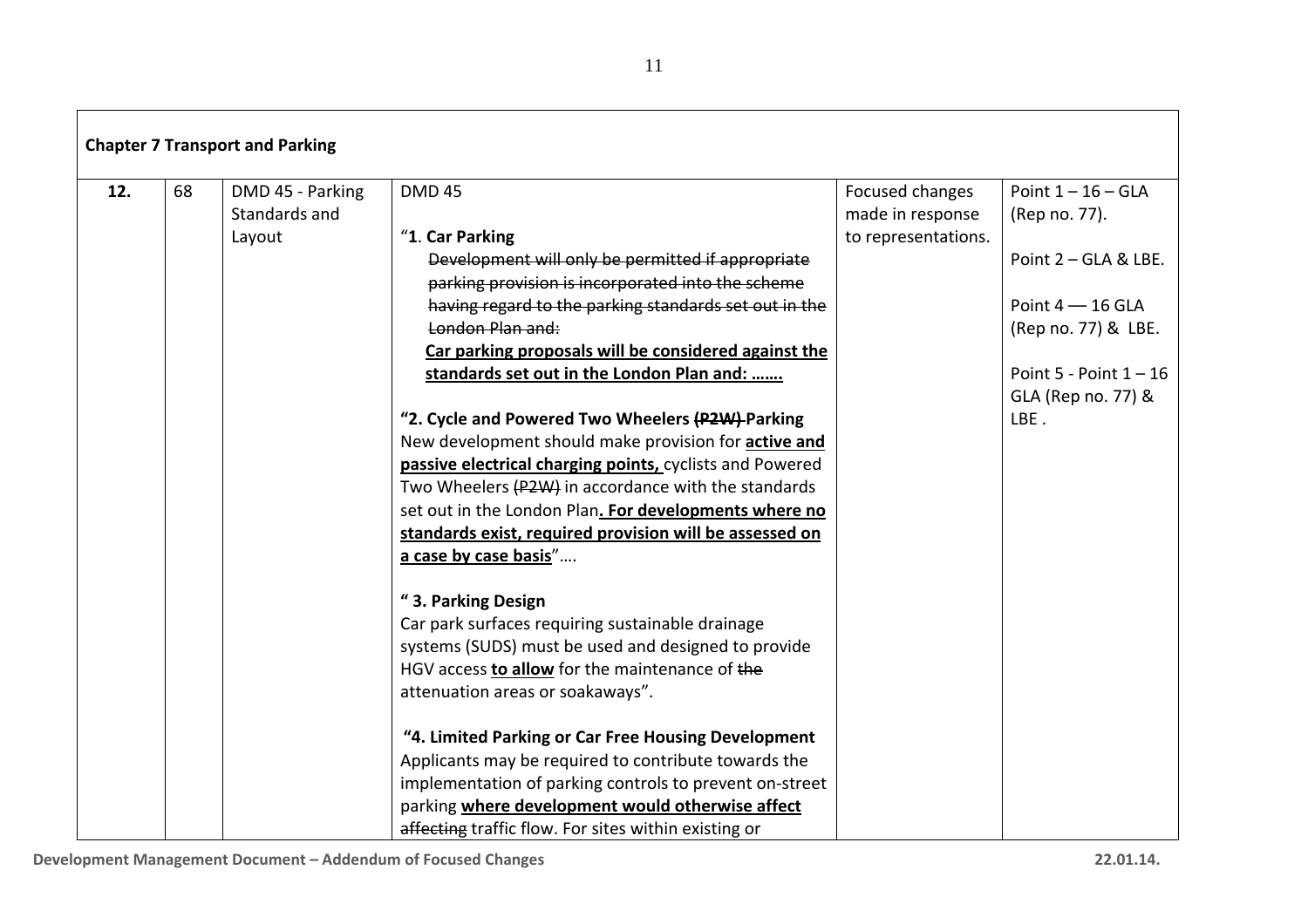| **Chapter 7 Transport and Parking** | | | | | |
|---|---|---|---|---|---|
| **12.** | 68 | DMD 45 - Parking Standards and Layout | DMD 45<br><br>"**1**. **Car Parking**<br>~~Development will only be permitted if appropriate parking provision is incorporated into the scheme having regard to the parking standards set out in the London Plan and:~~<br>**<u>Car parking proposals will be considered against the standards set out in the London Plan and: …….</u>**<br><br>**"2. Cycle and Powered Two Wheelers ~~(P2W)~~ Parking**<br>New development should make provision for **<u>active and passive electrical charging points,</u>** cyclists and Powered Two Wheelers ~~(P2W)~~ in accordance with the standards set out in the London Plan**<u>. For developments where no standards exist, required provision will be assessed on a case by case basis</u>**"….<br><br>**" 3. Parking Design**<br>Car park surfaces requiring sustainable drainage systems (SUDS) must be used and designed to provide HGV access **<u>to allow</u>** for the maintenance of ~~the~~ attenuation areas or soakaways".<br><br>**"4. Limited Parking or Car Free Housing Development**<br>Applicants may be required to contribute towards the implementation of parking controls to prevent on-street parking **<u>where development would otherwise affect</u>** ~~affecting~~ traffic flow. For sites within existing or | Focused changes made in response to representations. | Point 1 – 16 – GLA (Rep no. 77).<br><br>Point 2 – GLA & LBE.<br><br>Point 4 — 16 GLA (Rep no. 77) & LBE.<br><br>Point 5 - Point 1 – 16 GLA (Rep no. 77) & LBE . |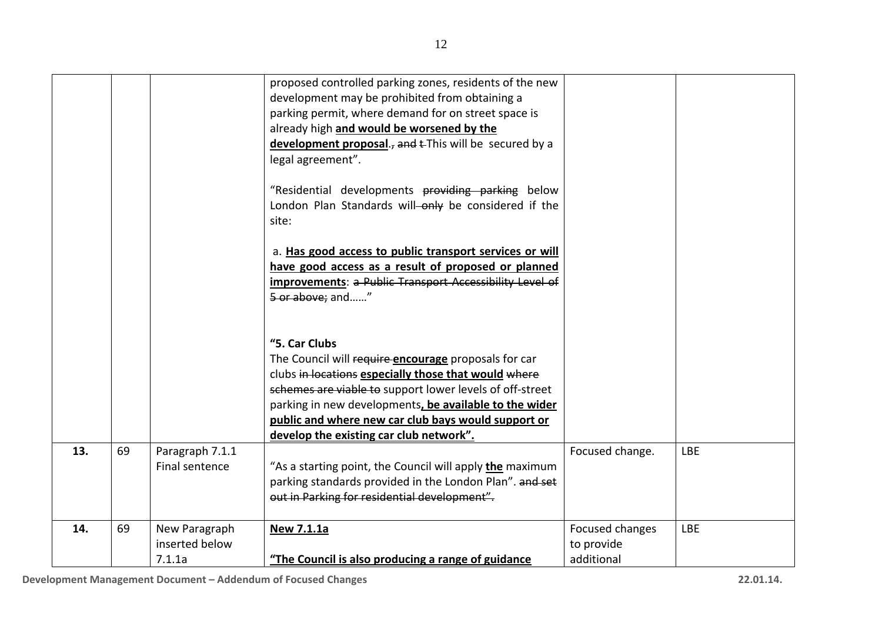| | | | | | |
|---|---|---|---|---|---|
| | | | proposed controlled parking zones, residents of the new development may be prohibited from obtaining a parking permit, where demand for on street space is already high **<u>and would be worsened by the development proposal</u>**., ~~and t~~ This will be secured by a legal agreement".<br><br>"Residential developments ~~providing parking~~ below London Plan Standards will ~~only~~ be considered if the site:<br><br>a. **<u>Has good access to public transport services or will have good access as a result of proposed or planned improvements</u>**: ~~a Public Transport Accessibility Level of 5 or above;~~ and……"<br><br>**"5. Car Clubs**<br>The Council will ~~require~~ **<u>encourage</u>** proposals for car clubs ~~in locations~~ **<u>especially those that would</u>** ~~where schemes are viable to~~ support lower levels of off-street parking in new developments**<u>, be available to the wider public and where new car club bays would support or develop the existing car club network".</u>** | | |
| **13.** | 69 | Paragraph 7.1.1 Final sentence | "As a starting point, the Council will apply **<u>the</u>** maximum parking standards provided in the London Plan". ~~and set out in Parking for residential development".~~ | Focused change. | LBE |
| **14.** | 69 | New Paragraph inserted below 7.1.1a | **<u>New 7.1.1a</u>**<br><br>**<u>"The Council is also producing a range of guidance</u>** | Focused changes to provide additional | LBE |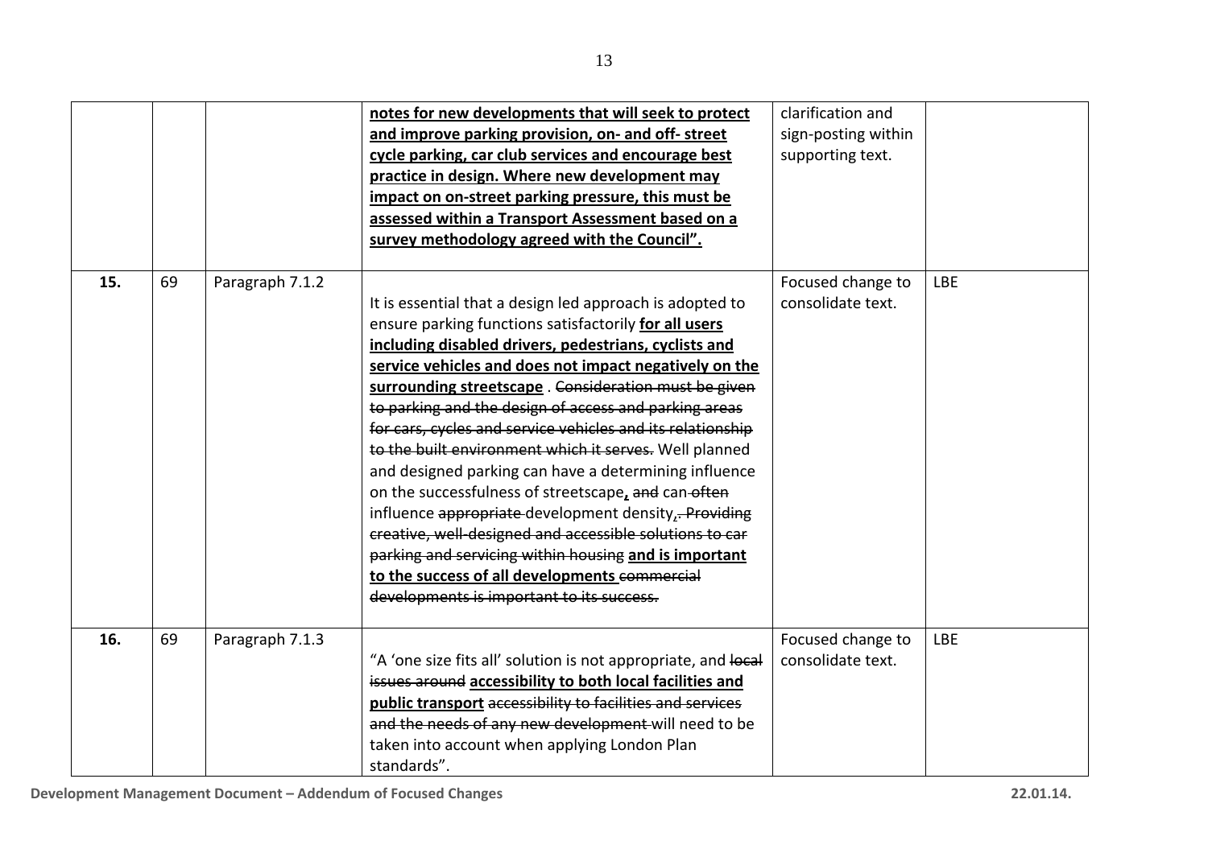| | | | | | |
|---|---|---|---|---|---|
| | | | **notes for new developments that will seek to protect and improve parking provision, on- and off- street cycle parking, car club services and encourage best practice in design. Where new development may impact on on-street parking pressure, this must be assessed within a Transport Assessment based on a survey methodology agreed with the Council".** | clarification and sign-posting within supporting text. | |
| **15.** | 69 | Paragraph 7.1.2 | It is essential that a design led approach is adopted to ensure parking functions satisfactorily **for all users including disabled drivers, pedestrians, cyclists and service vehicles and does not impact negatively on the surrounding streetscape** . ~~Consideration must be given to parking and the design of access and parking areas for cars, cycles and service vehicles and its relationship to the built environment which it serves.~~ Well planned and designed parking can have a determining influence on the successfulness of streetscape**,** ~~and~~ can ~~often~~ influence ~~appropriate~~ development density~~,. Providing creative, well-designed and accessible solutions to car parking and servicing within housing~~ **and is important to the success of all developments** ~~commercial developments is important to its success.~~ | Focused change to consolidate text. | LBE |
| **16.** | 69 | Paragraph 7.1.3 | "A 'one size fits all' solution is not appropriate, and ~~local issues around~~ **accessibility to both local facilities and public transport** ~~accessibility to facilities and services and the needs of any new development~~ will need to be taken into account when applying London Plan standards". | Focused change to consolidate text. | LBE |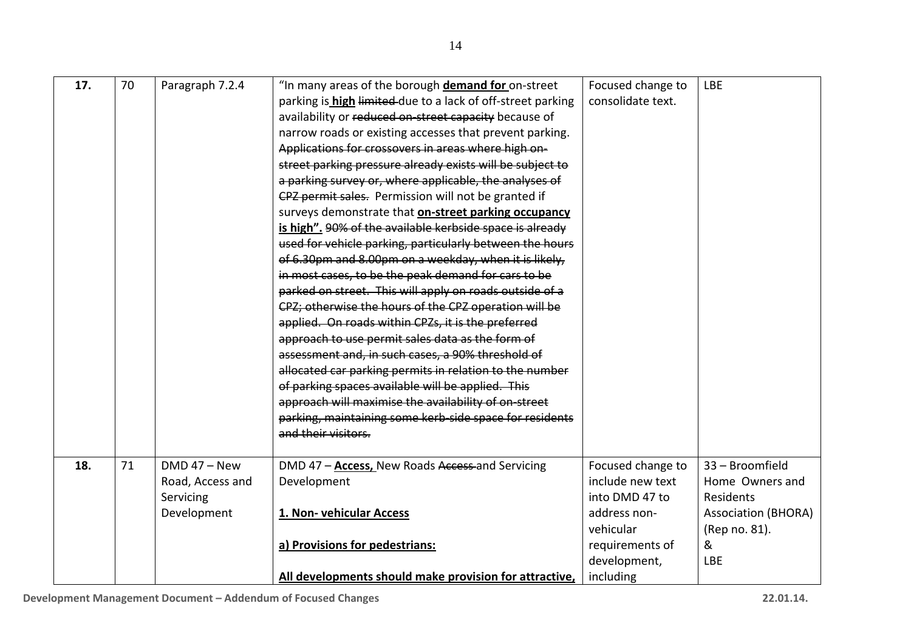| | | | | | |
|---|---|---|---|---|---|
| **17.** | 70 | Paragraph 7.2.4 | "In many areas of the borough **demand for** on-street parking is **high** ~~limited~~ due to a lack of off-street parking availability or ~~reduced on-street capacity~~ because of narrow roads or existing accesses that prevent parking. ~~Applications for crossovers in areas where high on-street parking pressure already exists will be subject to a parking survey or, where applicable, the analyses of CPZ permit sales.~~ Permission will not be granted if surveys demonstrate that **on-street parking occupancy is high".** ~~90% of the available kerbside space is already used for vehicle parking, particularly between the hours of 6.30pm and 8.00pm on a weekday, when it is likely, in most cases, to be the peak demand for cars to be parked on street. This will apply on roads outside of a CPZ; otherwise the hours of the CPZ operation will be applied. On roads within CPZs, it is the preferred approach to use permit sales data as the form of assessment and, in such cases, a 90% threshold of allocated car parking permits in relation to the number of parking spaces available will be applied. This approach will maximise the availability of on-street parking, maintaining some kerb-side space for residents and their visitors.~~ | Focused change to consolidate text. | LBE |
| **18.** | 71 | DMD 47 – New Road, Access and Servicing Development | DMD 47 – **Access,** New Roads ~~Access~~ and Servicing Development<br><br>**1. Non- vehicular Access**<br><br>**a) Provisions for pedestrians:**<br><br>**All developments should make provision for attractive,** | Focused change to include new text into DMD 47 to address non-vehicular requirements of development, including | 33 – Broomfield Home Owners and Residents Association (BHORA) (Rep no. 81).<br>&<br>LBE |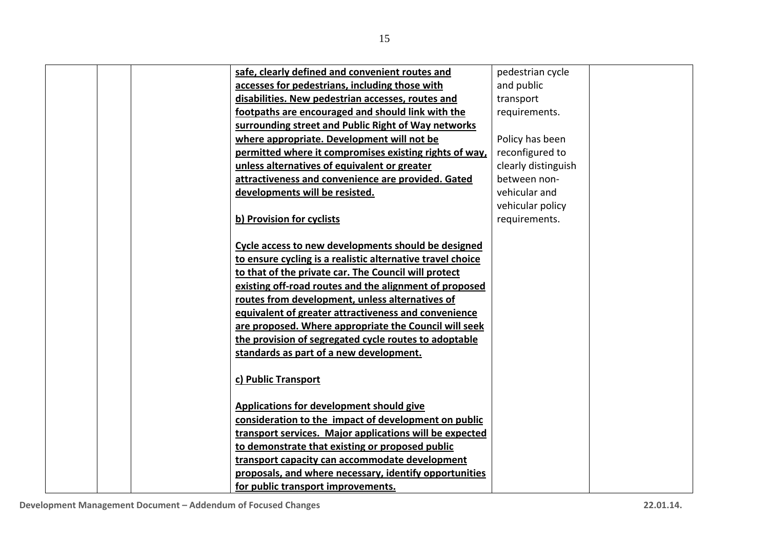|  |  |  |  |  |  |
|---|---|---|---|---|---|
|  |  |  | **<u>safe, clearly defined and convenient routes and accesses for pedestrians, including those with disabilities. New pedestrian accesses, routes and footpaths are encouraged and should link with the surrounding street and Public Right of Way networks where appropriate. Development will not be permitted where it compromises existing rights of way, unless alternatives of equivalent or greater attractiveness and convenience are provided. Gated developments will be resisted.</u>**<br><br>**<u>b) Provision for cyclists</u>**<br><br>**<u>Cycle access to new developments should be designed to ensure cycling is a realistic alternative travel choice to that of the private car. The Council will protect existing off-road routes and the alignment of proposed routes from development, unless alternatives of equivalent of greater attractiveness and convenience are proposed. Where appropriate the Council will seek the provision of segregated cycle routes to adoptable standards as part of a new development.</u>**<br><br>**<u>c) Public Transport</u>**<br><br>**<u>Applications for development should give consideration to the impact of development on public transport services. Major applications will be expected to demonstrate that existing or proposed public transport capacity can accommodate development proposals, and where necessary, identify opportunities for public transport improvements.</u>** | pedestrian cycle and public transport requirements.<br><br>Policy has been reconfigured to clearly distinguish between non-vehicular and vehicular policy requirements. |  |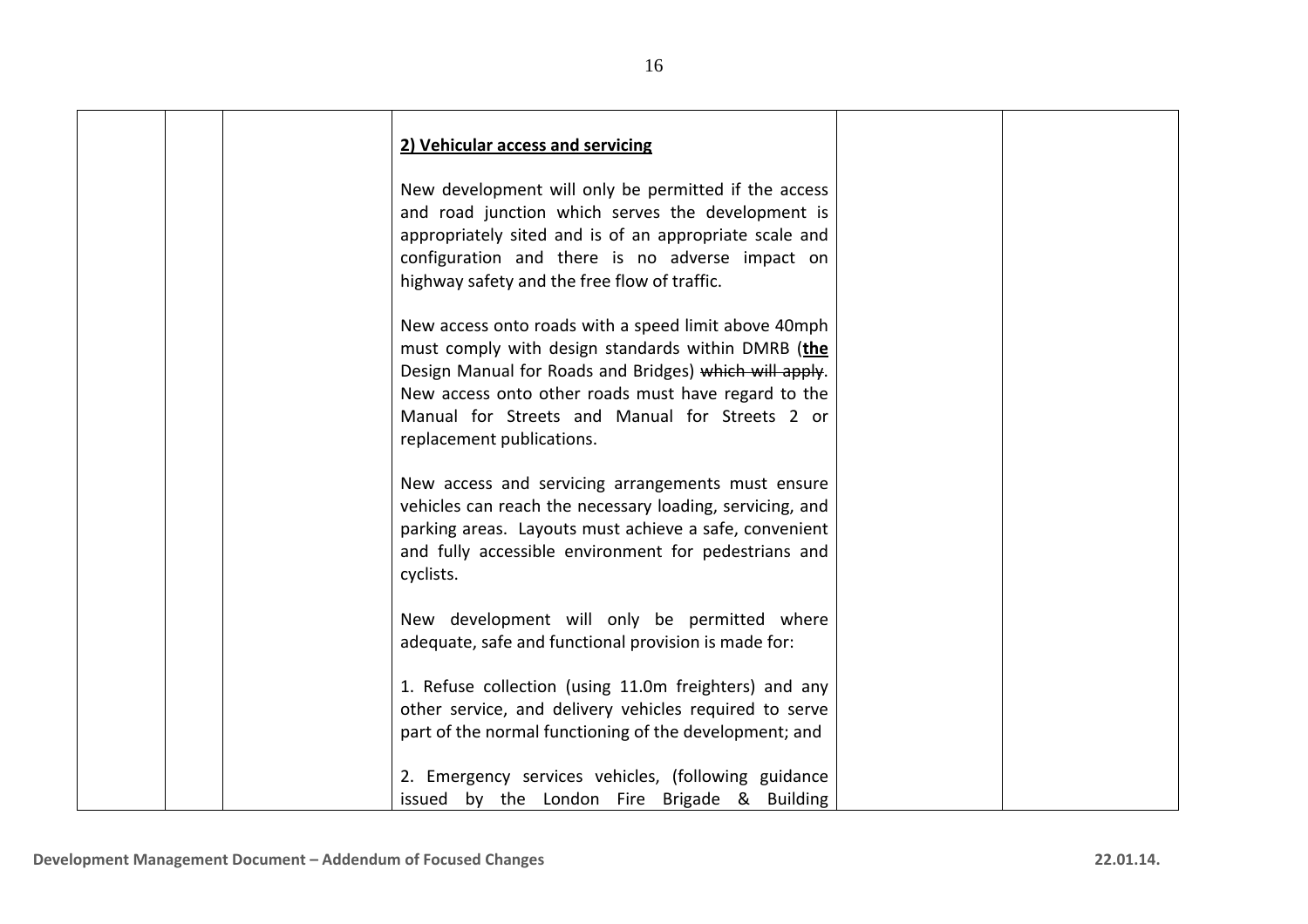| | | | **2) Vehicular access and servicing**<br><br>New development will only be permitted if the access and road junction which serves the development is appropriately sited and is of an appropriate scale and configuration and there is no adverse impact on highway safety and the free flow of traffic.<br><br>New access onto roads with a speed limit above 40mph must comply with design standards within DMRB (**<u>the</u>** Design Manual for Roads and Bridges) ~~which will apply~~. New access onto other roads must have regard to the Manual for Streets and Manual for Streets 2 or replacement publications.<br><br>New access and servicing arrangements must ensure vehicles can reach the necessary loading, servicing, and parking areas. Layouts must achieve a safe, convenient and fully accessible environment for pedestrians and cyclists.<br><br>New development will only be permitted where adequate, safe and functional provision is made for:<br><br>1. Refuse collection (using 11.0m freighters) and any other service, and delivery vehicles required to serve part of the normal functioning of the development; and<br><br>2. Emergency services vehicles, (following guidance issued by the London Fire Brigade & Building | | |
|---|---|---|---|---|---|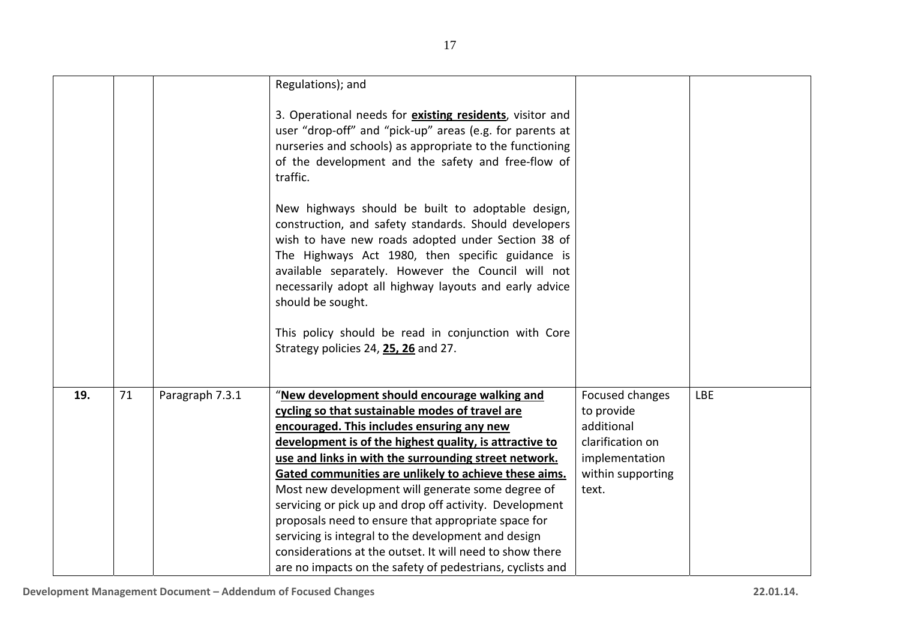| | | | | | |
|---|---|---|---|---|---|
| | | | Regulations); and<br><br>3. Operational needs for **existing residents**, visitor and user "drop-off" and "pick-up" areas (e.g. for parents at nurseries and schools) as appropriate to the functioning of the development and the safety and free-flow of traffic.<br><br>New highways should be built to adoptable design, construction, and safety standards. Should developers wish to have new roads adopted under Section 38 of The Highways Act 1980, then specific guidance is available separately. However the Council will not necessarily adopt all highway layouts and early advice should be sought.<br><br>This policy should be read in conjunction with Core Strategy policies 24, **25, 26** and 27. | | |
| **19.** | 71 | Paragraph 7.3.1 | "**New development should encourage walking and cycling so that sustainable modes of travel are encouraged. This includes ensuring any new development is of the highest quality, is attractive to use and links in with the surrounding street network. Gated communities are unlikely to achieve these aims.** Most new development will generate some degree of servicing or pick up and drop off activity. Development proposals need to ensure that appropriate space for servicing is integral to the development and design considerations at the outset. It will need to show there are no impacts on the safety of pedestrians, cyclists and | Focused changes to provide additional clarification on implementation within supporting text. | LBE |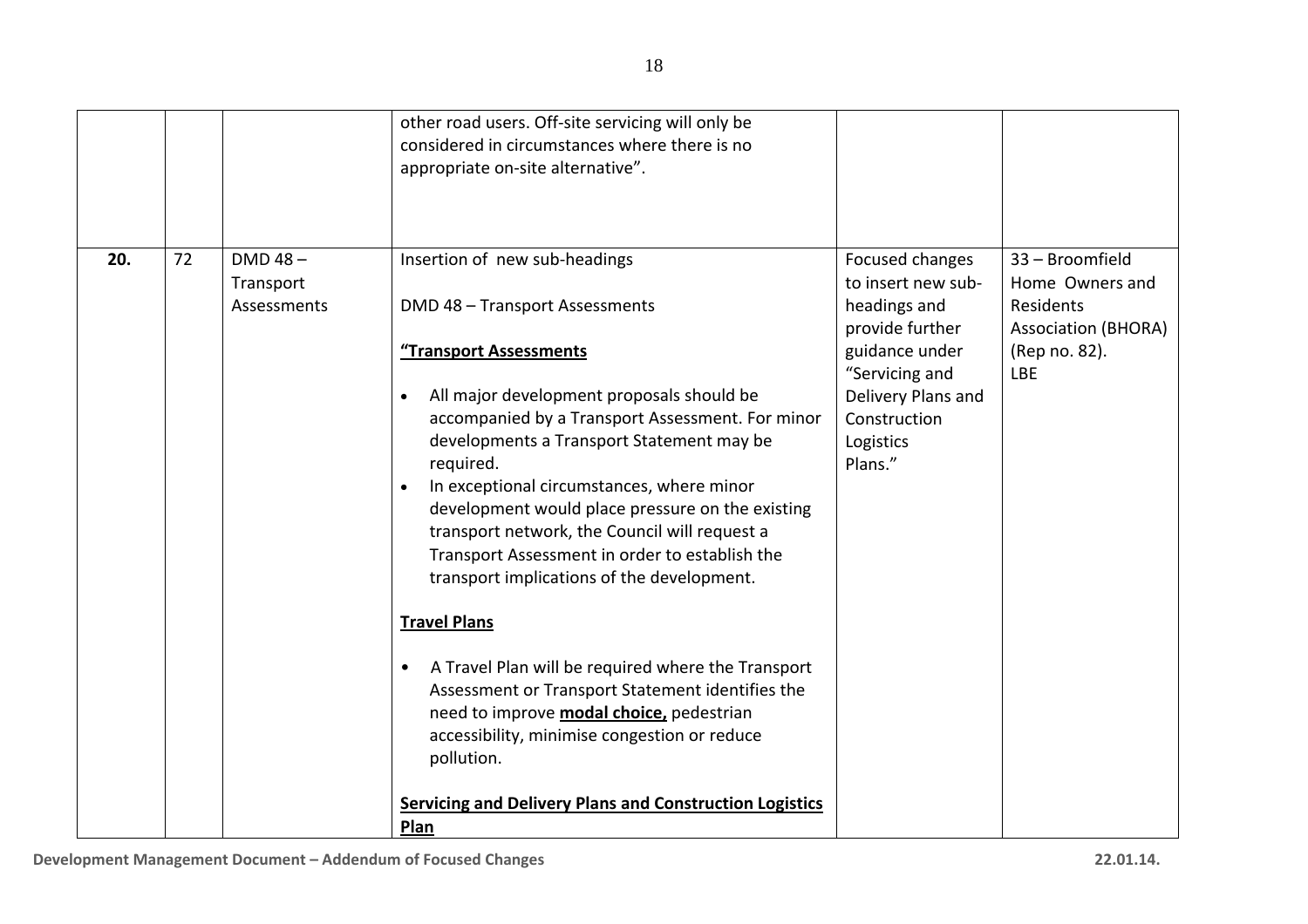|  |  |  |  |  |  |
|---|---|---|---|---|---|
|  |  |  | other road users. Off-site servicing will only be considered in circumstances where there is no appropriate on-site alternative". |  |  |
| **20.** | 72 | DMD 48 – Transport Assessments | Insertion of new sub-headings<br><br>DMD 48 – Transport Assessments<br><br>**<u>"Transport Assessments</u>**<br><br>• All major development proposals should be accompanied by a Transport Assessment. For minor developments a Transport Statement may be required.<br>• In exceptional circumstances, where minor development would place pressure on the existing transport network, the Council will request a Transport Assessment in order to establish the transport implications of the development.<br><br>**<u>Travel Plans</u>**<br><br>• A Travel Plan will be required where the Transport Assessment or Transport Statement identifies the need to improve **<u>modal choice,</u>** pedestrian accessibility, minimise congestion or reduce pollution.<br><br>**<u>Servicing and Delivery Plans and Construction Logistics Plan</u>** | Focused changes to insert new sub-headings and provide further guidance under "Servicing and Delivery Plans and Construction Logistics Plans." | 33 – Broomfield Home Owners and Residents Association (BHORA) (Rep no. 82).<br>LBE |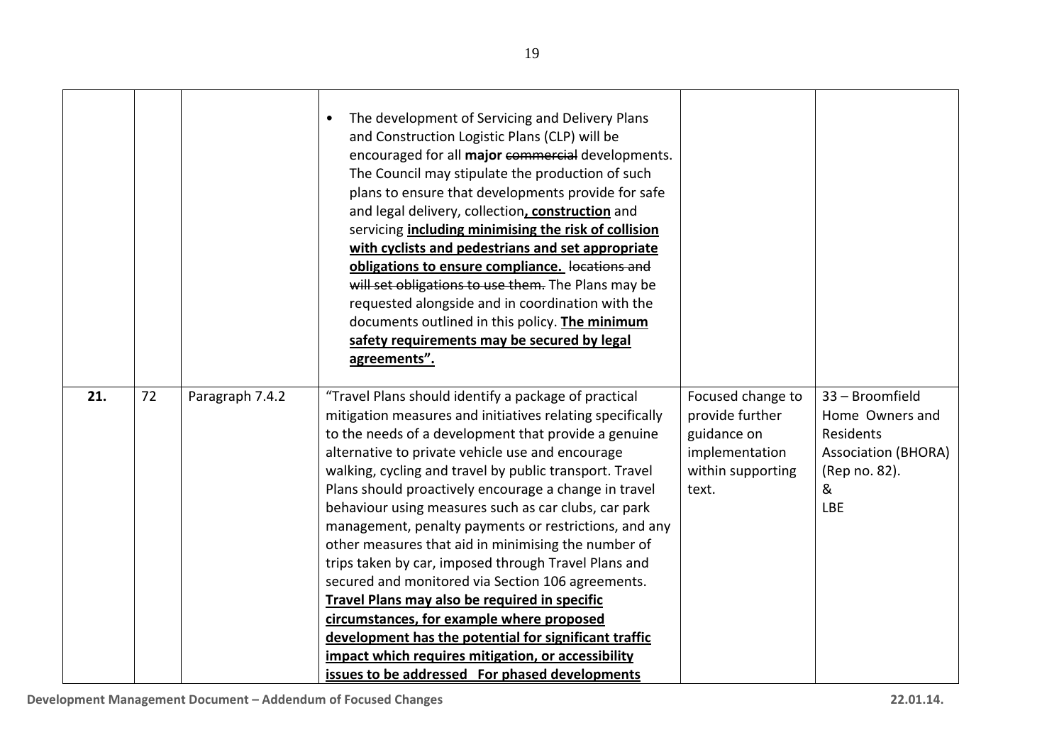| | | | | | |
|---|---|---|---|---|---|
| | | | • The development of Servicing and Delivery Plans and Construction Logistic Plans (CLP) will be encouraged for all **major** ~~commercial~~ developments. The Council may stipulate the production of such plans to ensure that developments provide for safe and legal delivery, collection**<u>, construction</u>** and servicing **<u>including minimising the risk of collision with cyclists and pedestrians and set appropriate obligations to ensure compliance.</u>** ~~locations and will set obligations to use them.~~ The Plans may be requested alongside and in coordination with the documents outlined in this policy. **<u>The minimum safety requirements may be secured by legal agreements".</u>** | | |
| **21.** | 72 | Paragraph 7.4.2 | "Travel Plans should identify a package of practical mitigation measures and initiatives relating specifically to the needs of a development that provide a genuine alternative to private vehicle use and encourage walking, cycling and travel by public transport. Travel Plans should proactively encourage a change in travel behaviour using measures such as car clubs, car park management, penalty payments or restrictions, and any other measures that aid in minimising the number of trips taken by car, imposed through Travel Plans and secured and monitored via Section 106 agreements. **<u>Travel Plans may also be required in specific circumstances, for example where proposed development has the potential for significant traffic impact which requires mitigation, or accessibility issues to be addressed For phased developments</u>** | Focused change to provide further guidance on implementation within supporting text. | 33 – Broomfield Home Owners and Residents Association (BHORA) (Rep no. 82). & LBE |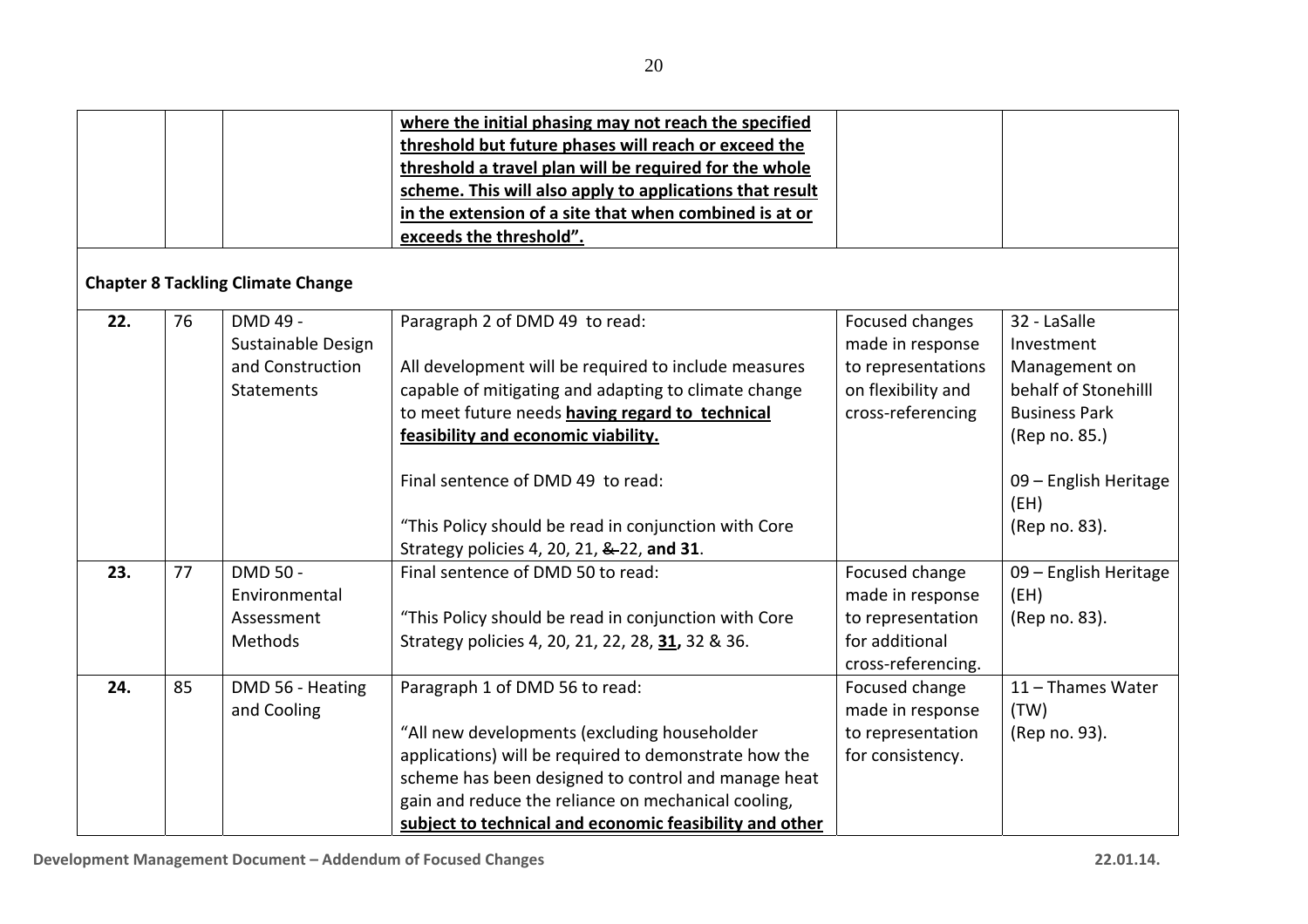| | | | where the initial phasing may not reach the specified threshold but future phases will reach or exceed the threshold a travel plan will be required for the whole scheme. This will also apply to applications that result in the extension of a site that when combined is at or exceeds the threshold". | | |
|---|---|---|---|---|---|

**Chapter 8 Tackling Climate Change**

| | | | | | |
|---|---|---|---|---|---|
| **22.** | 76 | DMD 49 - Sustainable Design and Construction Statements | Paragraph 2 of DMD 49 to read:<br><br>All development will be required to include measures capable of mitigating and adapting to climate change to meet future needs **having regard to technical feasibility and economic viability.**<br><br>Final sentence of DMD 49 to read:<br><br>"This Policy should be read in conjunction with Core Strategy policies 4, 20, 21, ~~&~~ 22, **and 31**. | Focused changes made in response to representations on flexibility and cross-referencing | 32 - LaSalle Investment Management on behalf of Stonehilll Business Park (Rep no. 85.)<br><br>09 – English Heritage (EH) (Rep no. 83). |
| **23.** | 77 | DMD 50 - Environmental Assessment Methods | Final sentence of DMD 50 to read:<br><br>"This Policy should be read in conjunction with Core Strategy policies 4, 20, 21, 22, 28, **31,** 32 & 36. | Focused change made in response to representation for additional cross-referencing. | 09 – English Heritage (EH) (Rep no. 83). |
| **24.** | 85 | DMD 56 - Heating and Cooling | Paragraph 1 of DMD 56 to read:<br><br>"All new developments (excluding householder applications) will be required to demonstrate how the scheme has been designed to control and manage heat gain and reduce the reliance on mechanical cooling, **subject to technical and economic feasibility and other** | Focused change made in response to representation for consistency. | 11 – Thames Water (TW) (Rep no. 93). |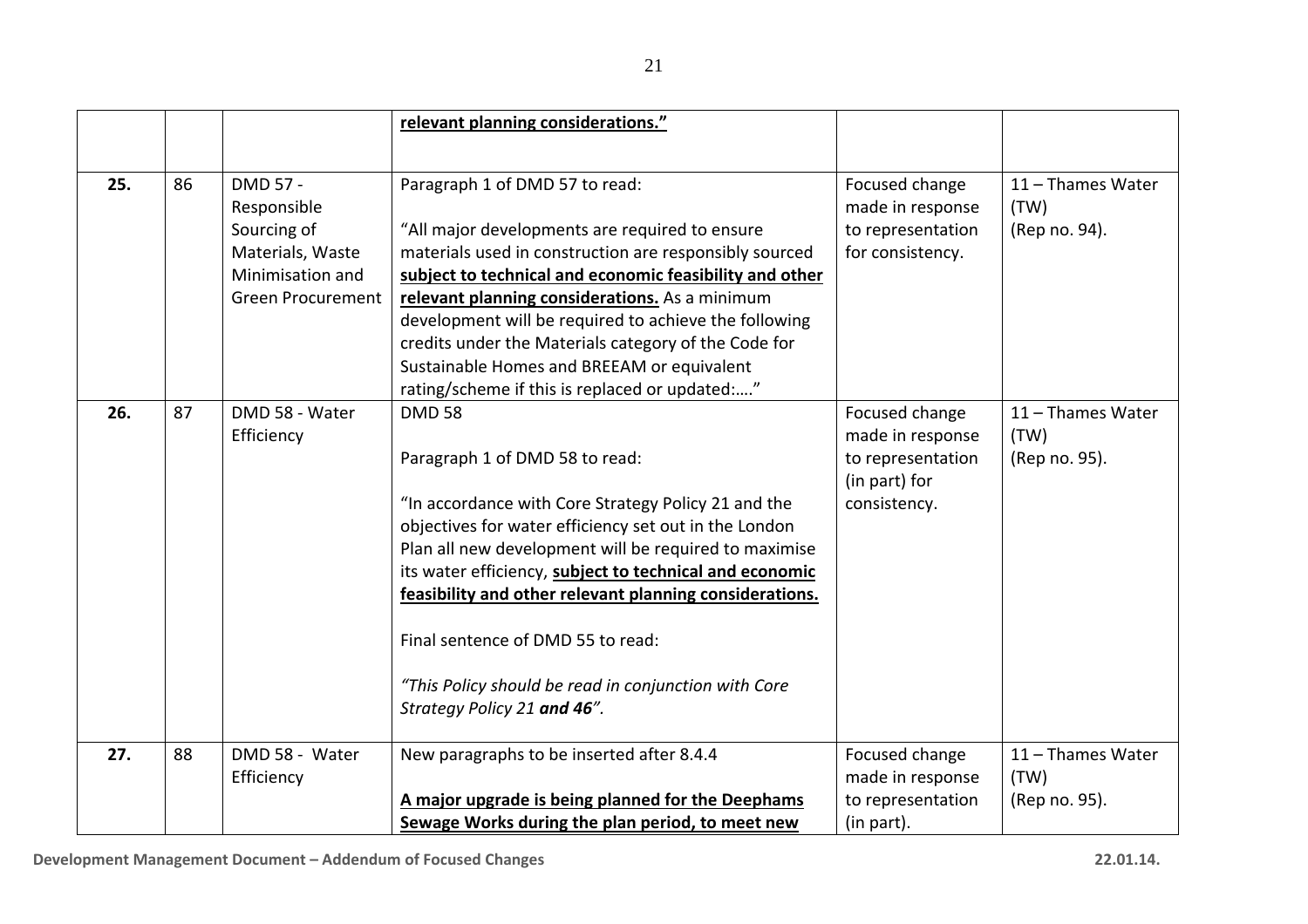| | | | | | |
|---|---|---|---|---|---|
| | | | **relevant planning considerations."** | | |
| **25.** | 86 | DMD 57 - Responsible Sourcing of Materials, Waste Minimisation and Green Procurement | Paragraph 1 of DMD 57 to read:<br><br>"All major developments are required to ensure materials used in construction are responsibly sourced **subject to technical and economic feasibility and other relevant planning considerations.** As a minimum development will be required to achieve the following credits under the Materials category of the Code for Sustainable Homes and BREEAM or equivalent rating/scheme if this is replaced or updated:…." | Focused change made in response to representation for consistency. | 11 – Thames Water (TW) (Rep no. 94). |
| **26.** | 87 | DMD 58 - Water Efficiency | DMD 58<br><br>Paragraph 1 of DMD 58 to read:<br><br>"In accordance with Core Strategy Policy 21 and the objectives for water efficiency set out in the London Plan all new development will be required to maximise its water efficiency, **subject to technical and economic feasibility and other relevant planning considerations.**<br><br>Final sentence of DMD 55 to read:<br><br>*"This Policy should be read in conjunction with Core Strategy Policy 21* ***and 46****".* | Focused change made in response to representation (in part) for consistency. | 11 – Thames Water (TW) (Rep no. 95). |
| **27.** | 88 | DMD 58 - Water Efficiency | New paragraphs to be inserted after 8.4.4<br><br>**A major upgrade is being planned for the Deephams Sewage Works during the plan period, to meet new** | Focused change made in response to representation (in part). | 11 – Thames Water (TW) (Rep no. 95). |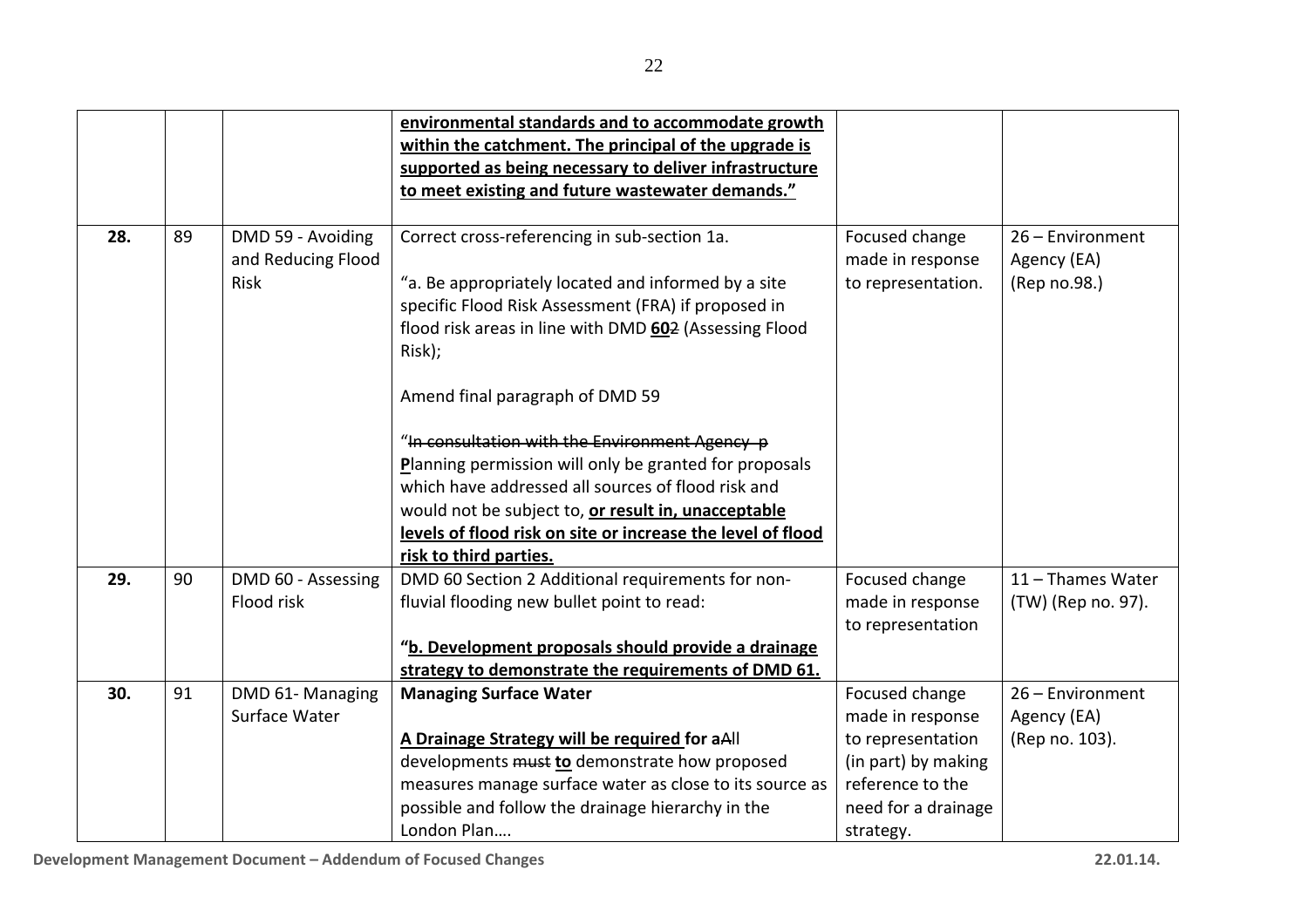| | | | | | |
|---|---|---|---|---|---|
| | | | **environmental standards and to accommodate growth within the catchment. The principal of the upgrade is supported as being necessary to deliver infrastructure to meet existing and future wastewater demands."** | | |
| **28.** | 89 | DMD 59 - Avoiding and Reducing Flood Risk | Correct cross-referencing in sub-section 1a.<br><br>"a. Be appropriately located and informed by a site specific Flood Risk Assessment (FRA) if proposed in flood risk areas in line with DMD **60**~~2~~ (Assessing Flood Risk);<br><br>Amend final paragraph of DMD 59<br><br>"~~In consultation with the Environment Agency p~~ **P**lanning permission will only be granted for proposals which have addressed all sources of flood risk and would not be subject to, **or result in, unacceptable levels of flood risk on site or increase the level of flood risk to third parties.** | Focused change made in response to representation. | 26 – Environment Agency (EA) (Rep no.98.) |
| **29.** | 90 | DMD 60 - Assessing Flood risk | DMD 60 Section 2 Additional requirements for non-fluvial flooding new bullet point to read:<br><br>"**b. Development proposals should provide a drainage strategy to demonstrate the requirements of DMD 61.** | Focused change made in response to representation | 11 – Thames Water (TW) (Rep no. 97). |
| **30.** | 91 | DMD 61- Managing Surface Water | **Managing Surface Water**<br><br>**A Drainage Strategy will be required for a**~~A~~ll developments ~~must~~ **to** demonstrate how proposed measures manage surface water as close to its source as possible and follow the drainage hierarchy in the London Plan…. | Focused change made in response to representation (in part) by making reference to the need for a drainage strategy. | 26 – Environment Agency (EA) (Rep no. 103). |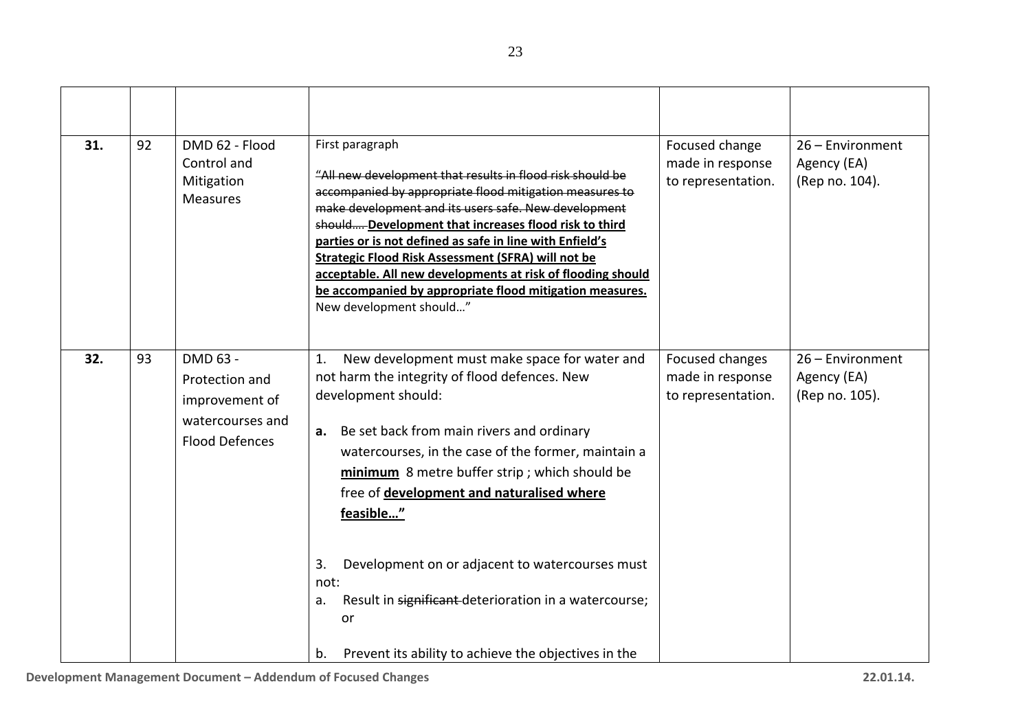|  |  |  |  |  |  |
|---|---|---|---|---|---|
| **31.** | 92 | DMD 62 - Flood Control and Mitigation Measures | First paragraph<br><br>~~"All new development that results in flood risk should be accompanied by appropriate flood mitigation measures to make development and its users safe. New development should….~~ **<u>Development that increases flood risk to third parties or is not defined as safe in line with Enfield's Strategic Flood Risk Assessment (SFRA) will not be acceptable. All new developments at risk of flooding should be accompanied by appropriate flood mitigation measures.</u>** New development should…" | Focused change made in response to representation. | 26 – Environment Agency (EA) (Rep no. 104). |
| **32.** | 93 | DMD 63 - Protection and improvement of watercourses and Flood Defences | 1. New development must make space for water and not harm the integrity of flood defences. New development should:<br><br>**a.** Be set back from main rivers and ordinary watercourses, in the case of the former, maintain a **<u>minimum</u>** 8 metre buffer strip ; which should be free of **<u>development and naturalised where feasible…"</u>**<br><br>3. Development on or adjacent to watercourses must not:<br>a. Result in ~~significant~~ deterioration in a watercourse; or<br><br>b. Prevent its ability to achieve the objectives in the | Focused changes made in response to representation. | 26 – Environment Agency (EA) (Rep no. 105). |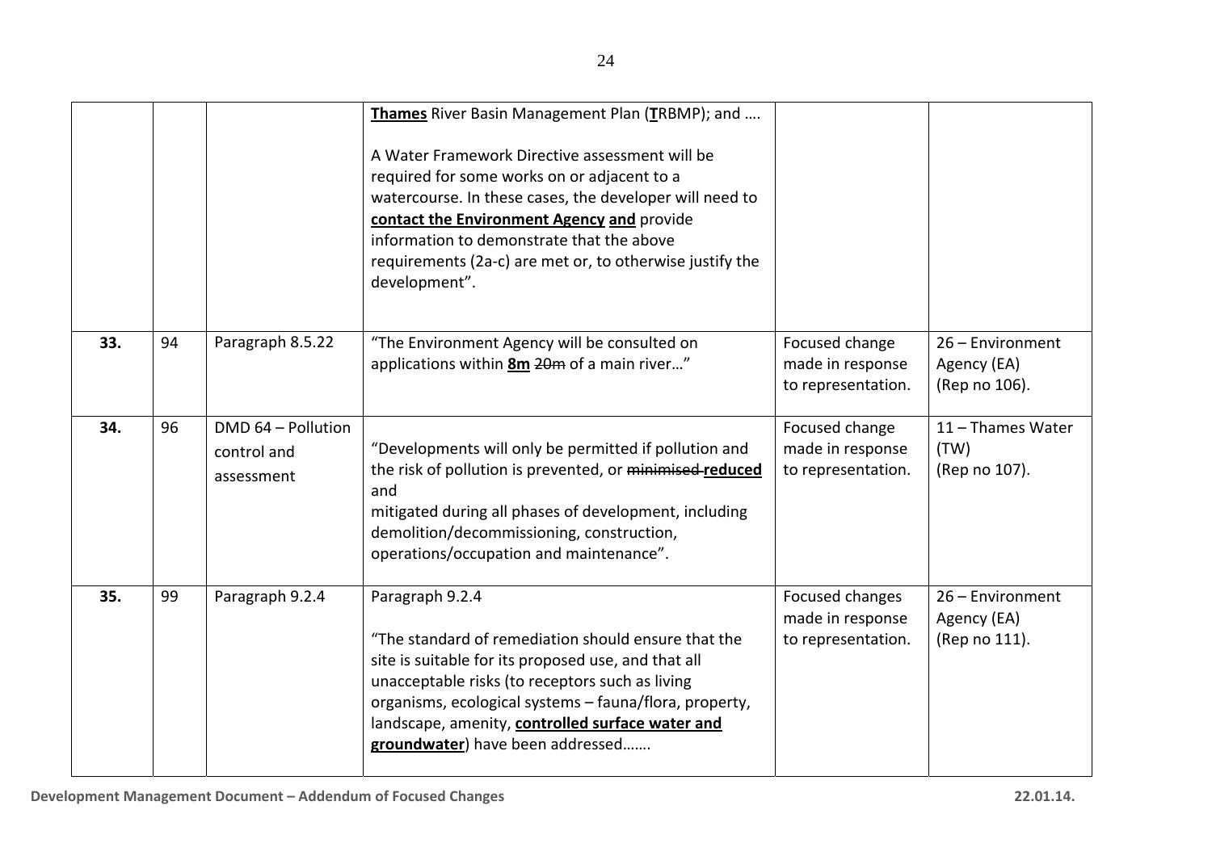| | | | | | |
|---|---|---|---|---|---|
| | | | **Thames** River Basin Management Plan (**T**RBMP); and ….<br><br>A Water Framework Directive assessment will be required for some works on or adjacent to a watercourse. In these cases, the developer will need to **contact the Environment Agency** **and** provide information to demonstrate that the above requirements (2a-c) are met or, to otherwise justify the development". | | |
| **33.** | 94 | Paragraph 8.5.22 | "The Environment Agency will be consulted on applications within **8m** ~~20m~~ of a main river…" | Focused change made in response to representation. | 26 – Environment Agency (EA) (Rep no 106). |
| **34.** | 96 | DMD 64 – Pollution control and assessment | "Developments will only be permitted if pollution and the risk of pollution is prevented, or ~~minimised~~ **reduced** and mitigated during all phases of development, including demolition/decommissioning, construction, operations/occupation and maintenance". | Focused change made in response to representation. | 11 – Thames Water (TW) (Rep no 107). |
| **35.** | 99 | Paragraph 9.2.4 | Paragraph 9.2.4<br><br>"The standard of remediation should ensure that the site is suitable for its proposed use, and that all unacceptable risks (to receptors such as living organisms, ecological systems – fauna/flora, property, landscape, amenity, **controlled surface water and groundwater**) have been addressed……. | Focused changes made in response to representation. | 26 – Environment Agency (EA) (Rep no 111). |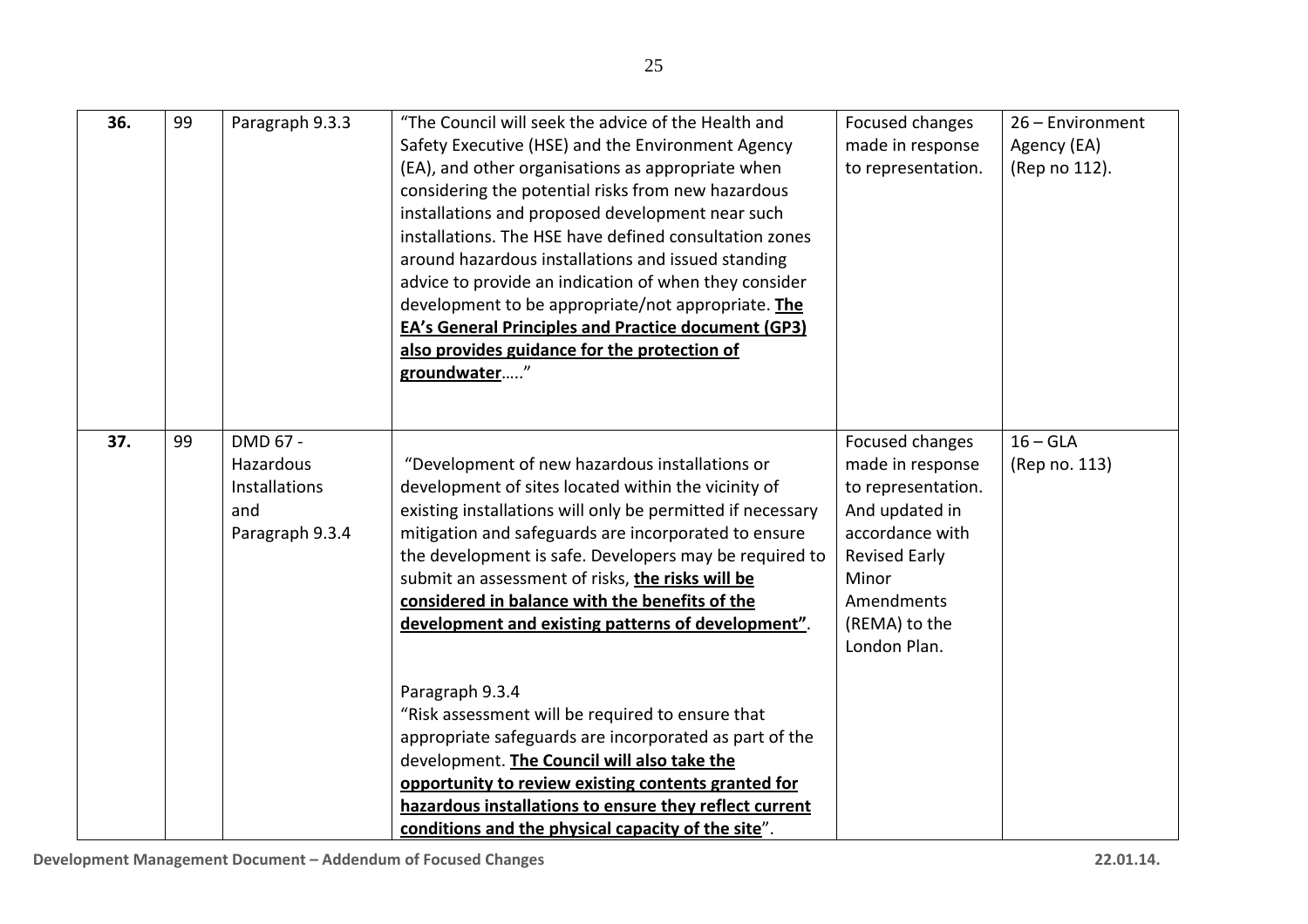| 36. | 99 | Paragraph 9.3.3 | "The Council will seek the advice of the Health and Safety Executive (HSE) and the Environment Agency (EA), and other organisations as appropriate when considering the potential risks from new hazardous installations and proposed development near such installations. The HSE have defined consultation zones around hazardous installations and issued standing advice to provide an indication of when they consider development to be appropriate/not appropriate. **The EA's General Principles and Practice document (GP3) also provides guidance for the protection of groundwater**….." | Focused changes made in response to representation. | 26 – Environment Agency (EA) (Rep no 112). |
|---|---|---|---|---|---|
| 37. | 99 | DMD 67 - Hazardous Installations and Paragraph 9.3.4 | "Development of new hazardous installations or development of sites located within the vicinity of existing installations will only be permitted if necessary mitigation and safeguards are incorporated to ensure the development is safe. Developers may be required to submit an assessment of risks, **the risks will be considered in balance with the benefits of the development and existing patterns of development"**.<br><br>Paragraph 9.3.4<br>"Risk assessment will be required to ensure that appropriate safeguards are incorporated as part of the development. **The Council will also take the opportunity to review existing contents granted for hazardous installations to ensure they reflect current conditions and the physical capacity of the site**". | Focused changes made in response to representation. And updated in accordance with Revised Early Minor Amendments (REMA) to the London Plan. | 16 – GLA (Rep no. 113) |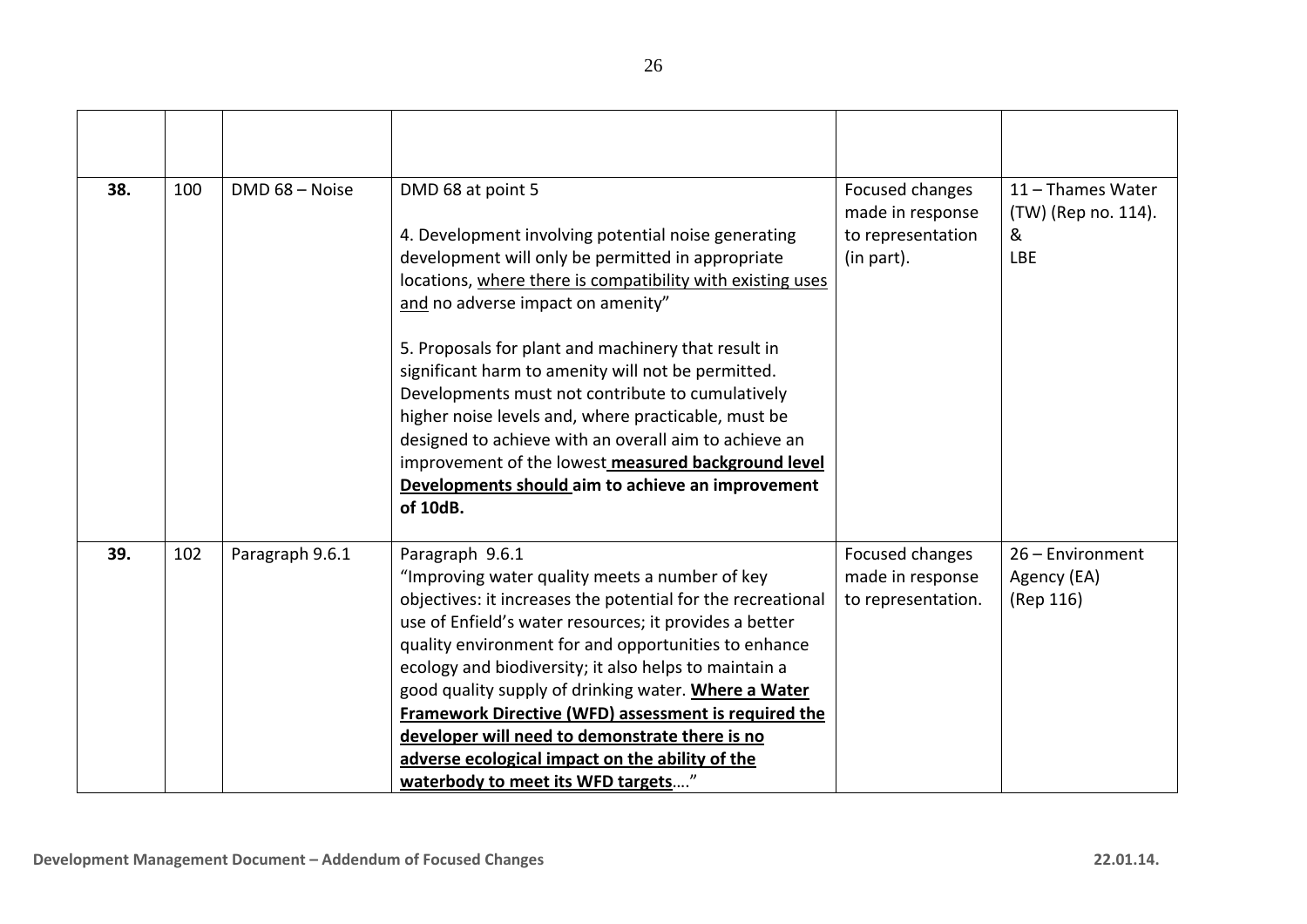| | | | | | |
|---|---|---|---|---|---|
| **38.** | 100 | DMD 68 – Noise | DMD 68 at point 5<br><br>4. Development involving potential noise generating development will only be permitted in appropriate locations, <u>where there is compatibility with existing uses and</u> no adverse impact on amenity"<br><br>5. Proposals for plant and machinery that result in significant harm to amenity will not be permitted. Developments must not contribute to cumulatively higher noise levels and, where practicable, must be designed to achieve with an overall aim to achieve an improvement of the lowest **<u>measured background level Developments should</u> aim to achieve an improvement of 10dB.** | Focused changes made in response to representation (in part). | 11 – Thames Water (TW) (Rep no. 114). & LBE |
| **39.** | 102 | Paragraph 9.6.1 | Paragraph 9.6.1<br>"Improving water quality meets a number of key objectives: it increases the potential for the recreational use of Enfield's water resources; it provides a better quality environment for and opportunities to enhance ecology and biodiversity; it also helps to maintain a good quality supply of drinking water. **<u>Where a Water Framework Directive (WFD) assessment is required the developer will need to demonstrate there is no adverse ecological impact on the ability of the waterbody to meet its WFD targets</u>**…." | Focused changes made in response to representation. | 26 – Environment Agency (EA) (Rep 116) |

Development Management Document – Addendum of Focused Changes 22.01.14.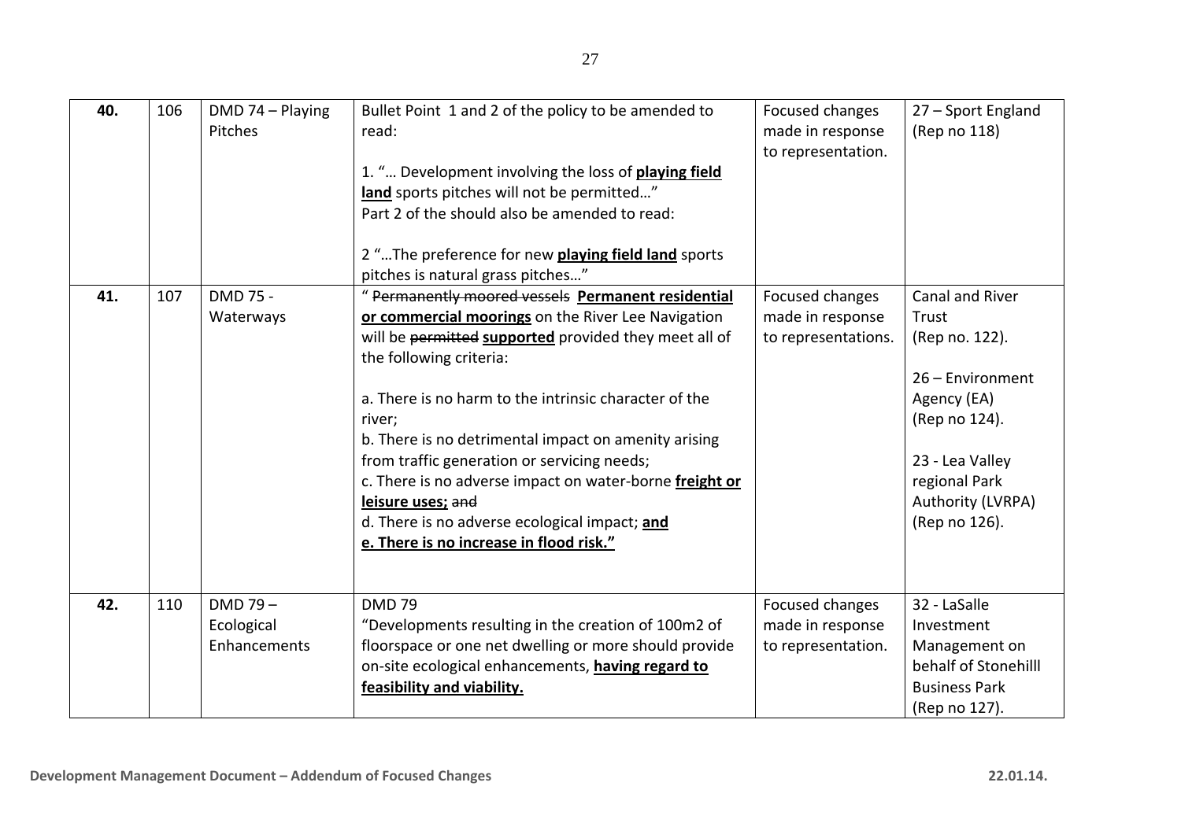| **40.** | 106 | DMD 74 – Playing Pitches | Bullet Point 1 and 2 of the policy to be amended to read:<br><br>1. "… Development involving the loss of **playing field land** sports pitches will not be permitted…"<br>Part 2 of the should also be amended to read:<br><br>2 "…The preference for new **playing field land** sports pitches is natural grass pitches…" | Focused changes made in response to representation. | 27 – Sport England (Rep no 118) |
|---|---|---|---|---|---|
| **41.** | 107 | DMD 75 - Waterways | " ~~Permanently moored vessels~~ **Permanent residential or commercial moorings** on the River Lee Navigation will be ~~permitted~~ **supported** provided they meet all of the following criteria:<br><br>a. There is no harm to the intrinsic character of the river;<br>b. There is no detrimental impact on amenity arising from traffic generation or servicing needs;<br>c. There is no adverse impact on water-borne **freight or leisure uses;** ~~and~~<br>d. There is no adverse ecological impact; **and**<br>**e. There is no increase in flood risk."** | Focused changes made in response to representations. | Canal and River Trust (Rep no. 122).<br><br>26 – Environment Agency (EA) (Rep no 124).<br><br>23 - Lea Valley regional Park Authority (LVRPA) (Rep no 126). |
| **42.** | 110 | DMD 79 – Ecological Enhancements | DMD 79<br>"Developments resulting in the creation of 100m2 of floorspace or one net dwelling or more should provide on-site ecological enhancements, **having regard to feasibility and viability.** | Focused changes made in response to representation. | 32 - LaSalle Investment Management on behalf of Stonehilll Business Park (Rep no 127). |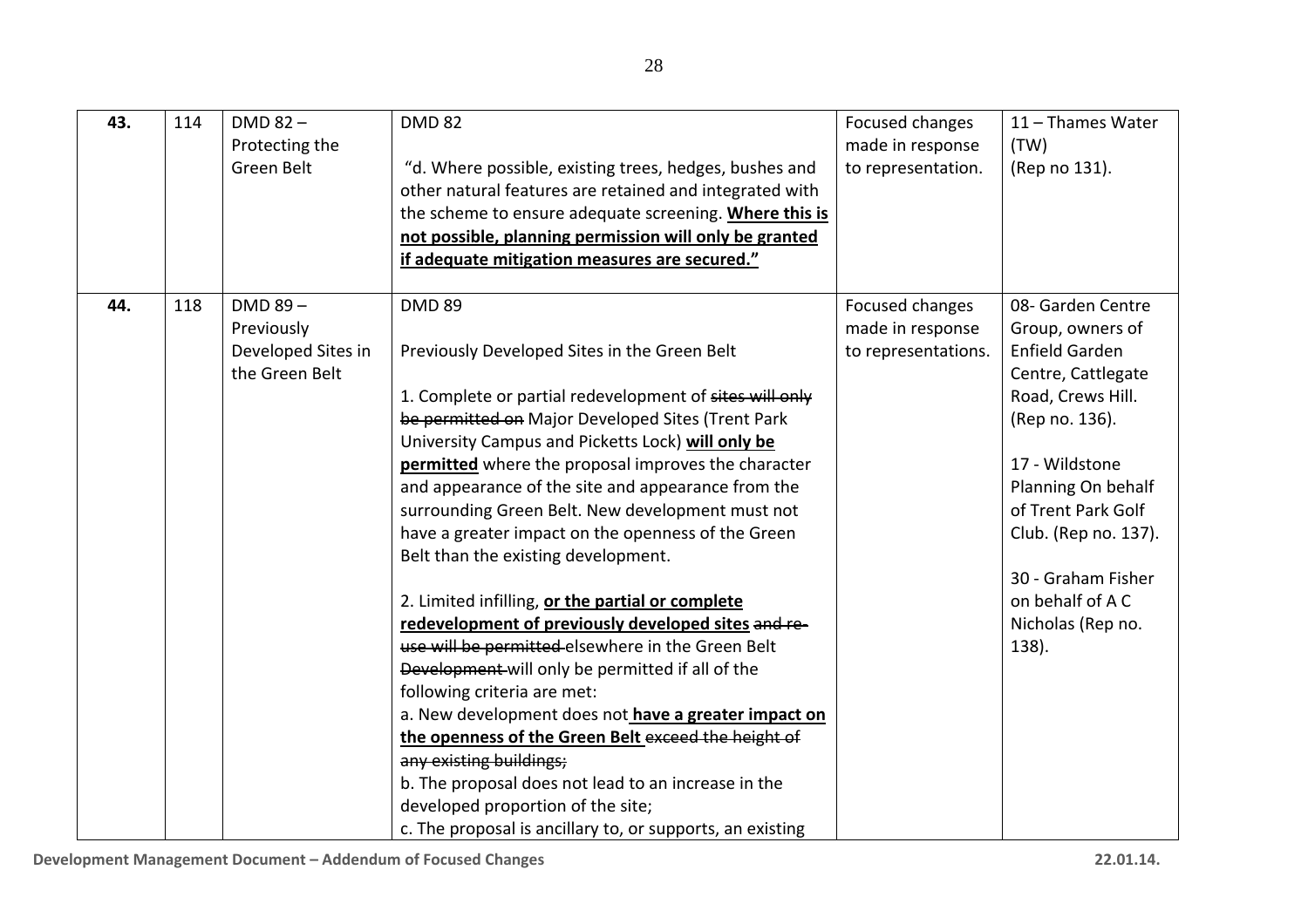| 43. | 114 | DMD 82 – Protecting the Green Belt | DMD 82<br><br>"d. Where possible, existing trees, hedges, bushes and other natural features are retained and integrated with the scheme to ensure adequate screening. **Where this is not possible, planning permission will only be granted if adequate mitigation measures are secured."** | Focused changes made in response to representation. | 11 – Thames Water (TW) (Rep no 131). |
|---|---|---|---|---|---|
| **44.** | 118 | DMD 89 – Previously Developed Sites in the Green Belt | DMD 89<br><br>Previously Developed Sites in the Green Belt<br><br>1. Complete or partial redevelopment of ~~sites will only be permitted on~~ Major Developed Sites (Trent Park University Campus and Picketts Lock) **will only be permitted** where the proposal improves the character and appearance of the site and appearance from the surrounding Green Belt. New development must not have a greater impact on the openness of the Green Belt than the existing development.<br><br>2. Limited infilling, **or the partial or complete redevelopment of previously developed sites** ~~and re-use will be permitted~~ elsewhere in the Green Belt ~~Development~~ will only be permitted if all of the following criteria are met:<br>a. New development does not **have a greater impact on the openness of the Green Belt** ~~exceed the height of any existing buildings;~~<br>b. The proposal does not lead to an increase in the developed proportion of the site;<br>c. The proposal is ancillary to, or supports, an existing | Focused changes made in response to representations. | 08- Garden Centre Group, owners of Enfield Garden Centre, Cattlegate Road, Crews Hill. (Rep no. 136).<br><br>17 - Wildstone Planning On behalf of Trent Park Golf Club. (Rep no. 137).<br><br>30 - Graham Fisher on behalf of A C Nicholas (Rep no. 138). |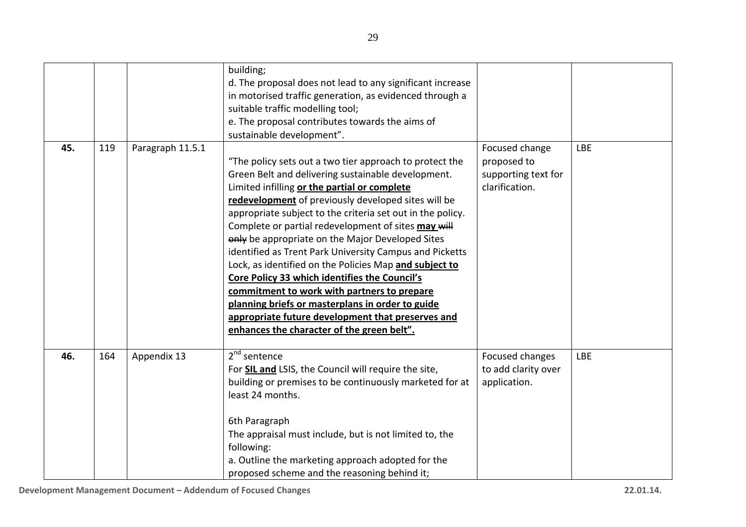| | | | | | |
|---|---|---|---|---|---|
| | | | building;<br>d. The proposal does not lead to any significant increase in motorised traffic generation, as evidenced through a suitable traffic modelling tool;<br>e. The proposal contributes towards the aims of sustainable development". | | |
| **45.** | 119 | Paragraph 11.5.1 | "The policy sets out a two tier approach to protect the Green Belt and delivering sustainable development. Limited infilling **<u>or the partial or complete redevelopment</u>** of previously developed sites will be appropriate subject to the criteria set out in the policy. Complete or partial redevelopment of sites **<u>may</u>** ~~will only~~ be appropriate on the Major Developed Sites identified as Trent Park University Campus and Picketts Lock, as identified on the Policies Map **<u>and subject to Core Policy 33 which identifies the Council's commitment to work with partners to prepare planning briefs or masterplans in order to guide appropriate future development that preserves and enhances the character of the green belt".</u>** | Focused change proposed to supporting text for clarification. | LBE |
| **46.** | 164 | Appendix 13 | 2nd sentence<br>For **<u>SIL and</u>** LSIS, the Council will require the site, building or premises to be continuously marketed for at least 24 months.<br><br>6th Paragraph<br>The appraisal must include, but is not limited to, the following:<br>a. Outline the marketing approach adopted for the proposed scheme and the reasoning behind it; | Focused changes to add clarity over application. | LBE |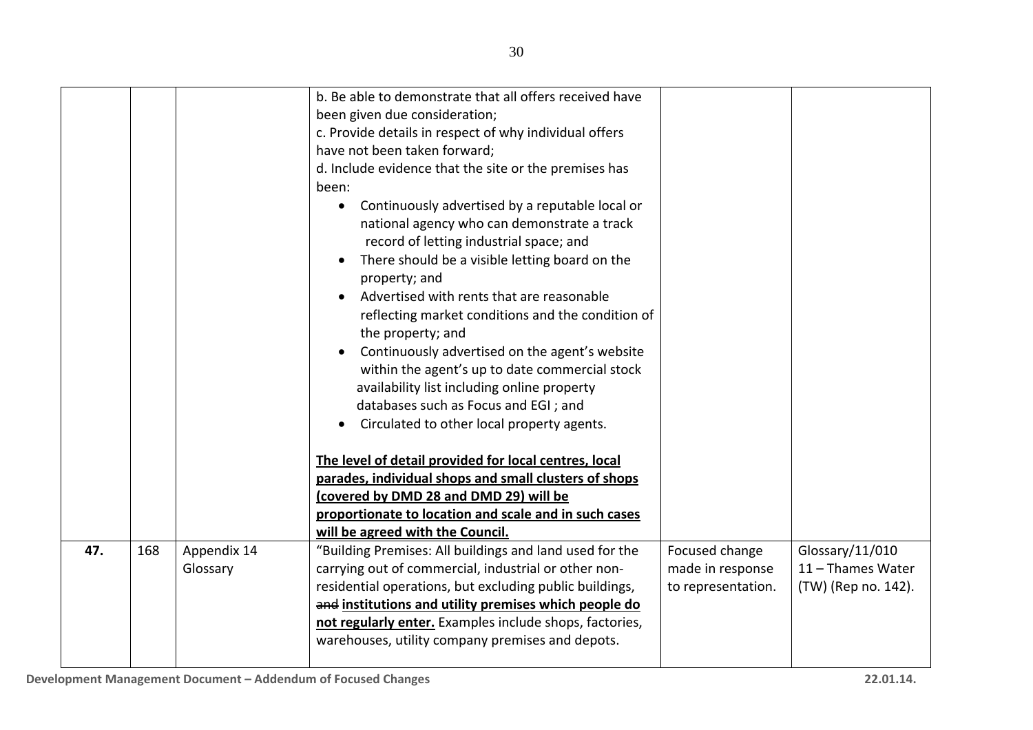| | | | | | |
|---|---|---|---|---|---|
| | | | b. Be able to demonstrate that all offers received have been given due consideration;<br>c. Provide details in respect of why individual offers have not been taken forward;<br>d. Include evidence that the site or the premises has been:<br>• Continuously advertised by a reputable local or national agency who can demonstrate a track record of letting industrial space; and<br>• There should be a visible letting board on the property; and<br>• Advertised with rents that are reasonable reflecting market conditions and the condition of the property; and<br>• Continuously advertised on the agent's website within the agent's up to date commercial stock availability list including online property databases such as Focus and EGI ; and<br>• Circulated to other local property agents.<br><br>**The level of detail provided for local centres, local parades, individual shops and small clusters of shops (covered by DMD 28 and DMD 29) will be proportionate to location and scale and in such cases will be agreed with the Council.** | | |
| **47.** | 168 | Appendix 14 Glossary | "Building Premises: All buildings and land used for the carrying out of commercial, industrial or other non-residential operations, but excluding public buildings, ~~and~~ **institutions and utility premises which people do not regularly enter.** Examples include shops, factories, warehouses, utility company premises and depots. | Focused change made in response to representation. | Glossary/11/010 11 – Thames Water (TW) (Rep no. 142). |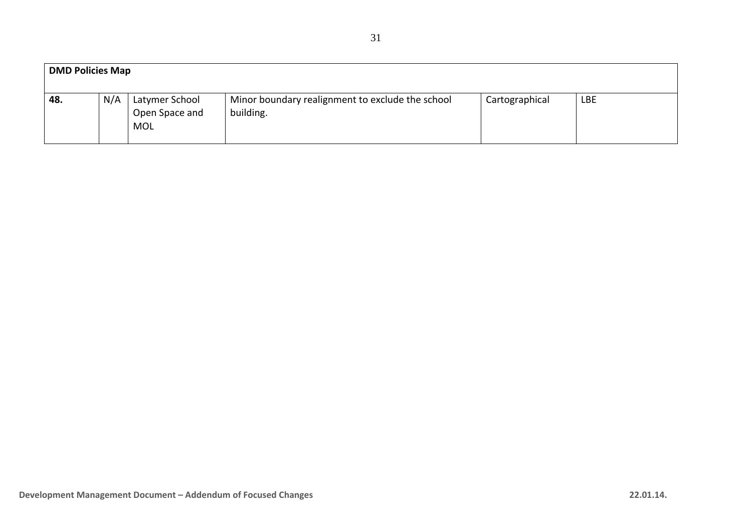| **DMD Policies Map** | | | | | |
|---|---|---|---|---|---|
| **48.** | N/A | Latymer School Open Space and MOL | Minor boundary realignment to exclude the school building. | Cartographical | LBE |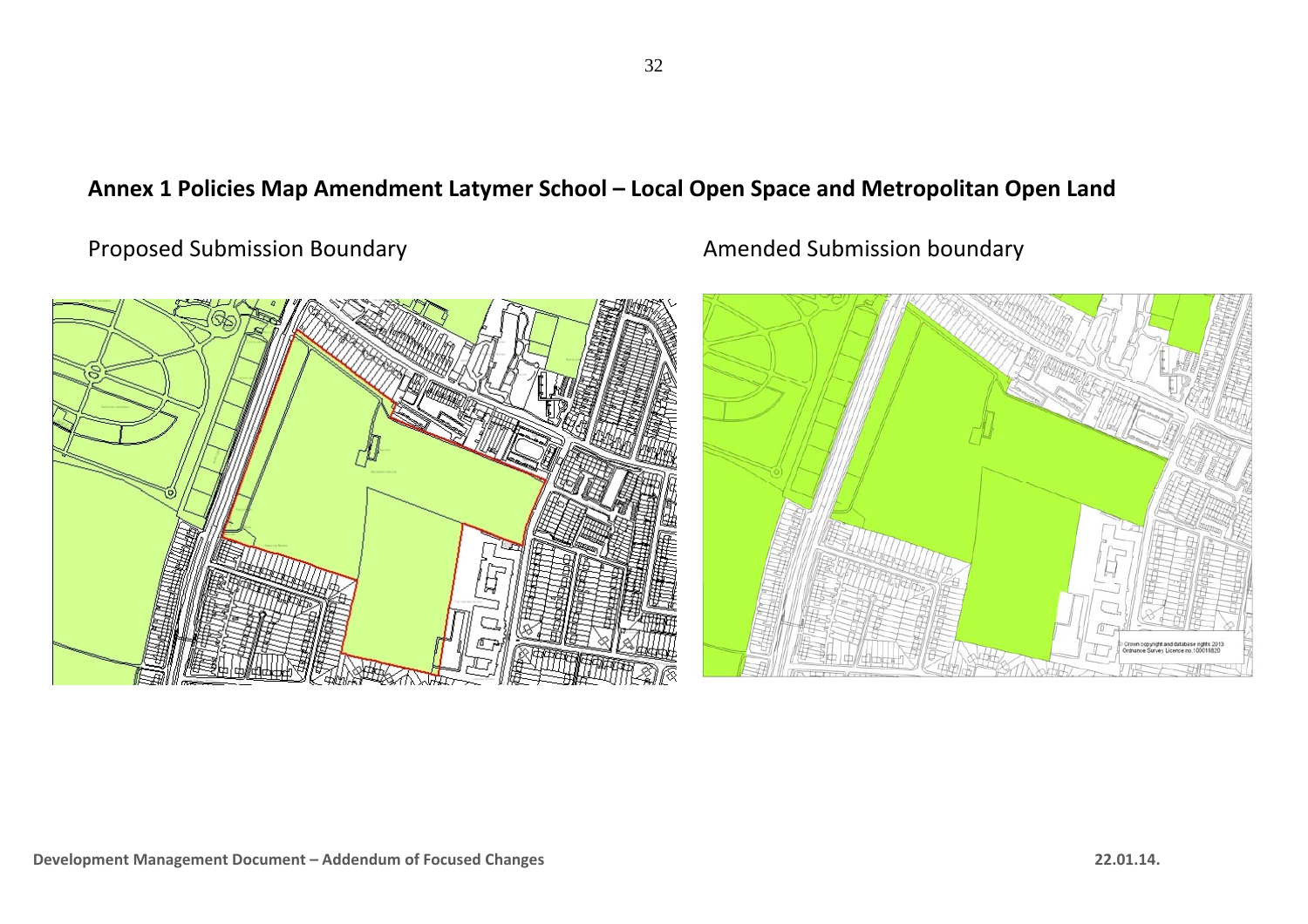## Annex 1 Policies Map Amendment Latymer School – Local Open Space and Metropolitan Open Land

Proposed Submission Boundary

Amended Submission boundary

© Crown copyright and database rights 2013 Ordnance Survey Licence no.100019820